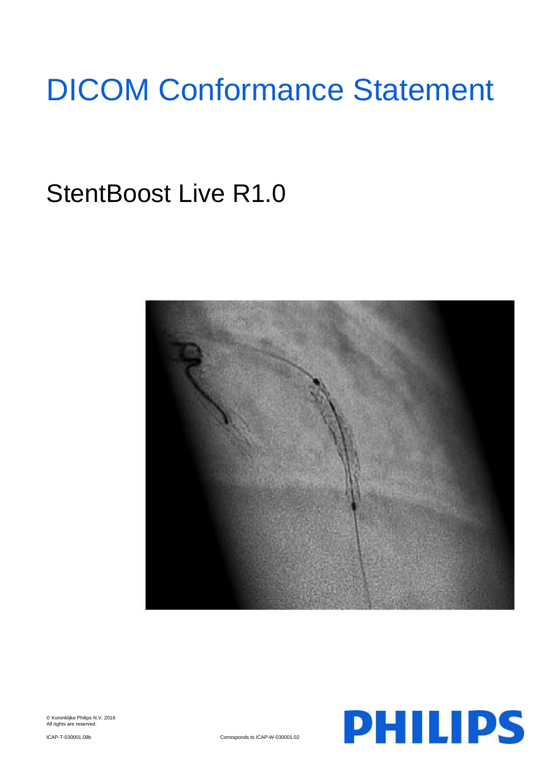# DICOM Conformance Statement

## StentBoost Live R1.0

© Koninklijke Philips N.V. 2016
All rights are reserved.

ICAP-T-030001.09b

Corresponds to ICAP-W-030001.02

PHILIPS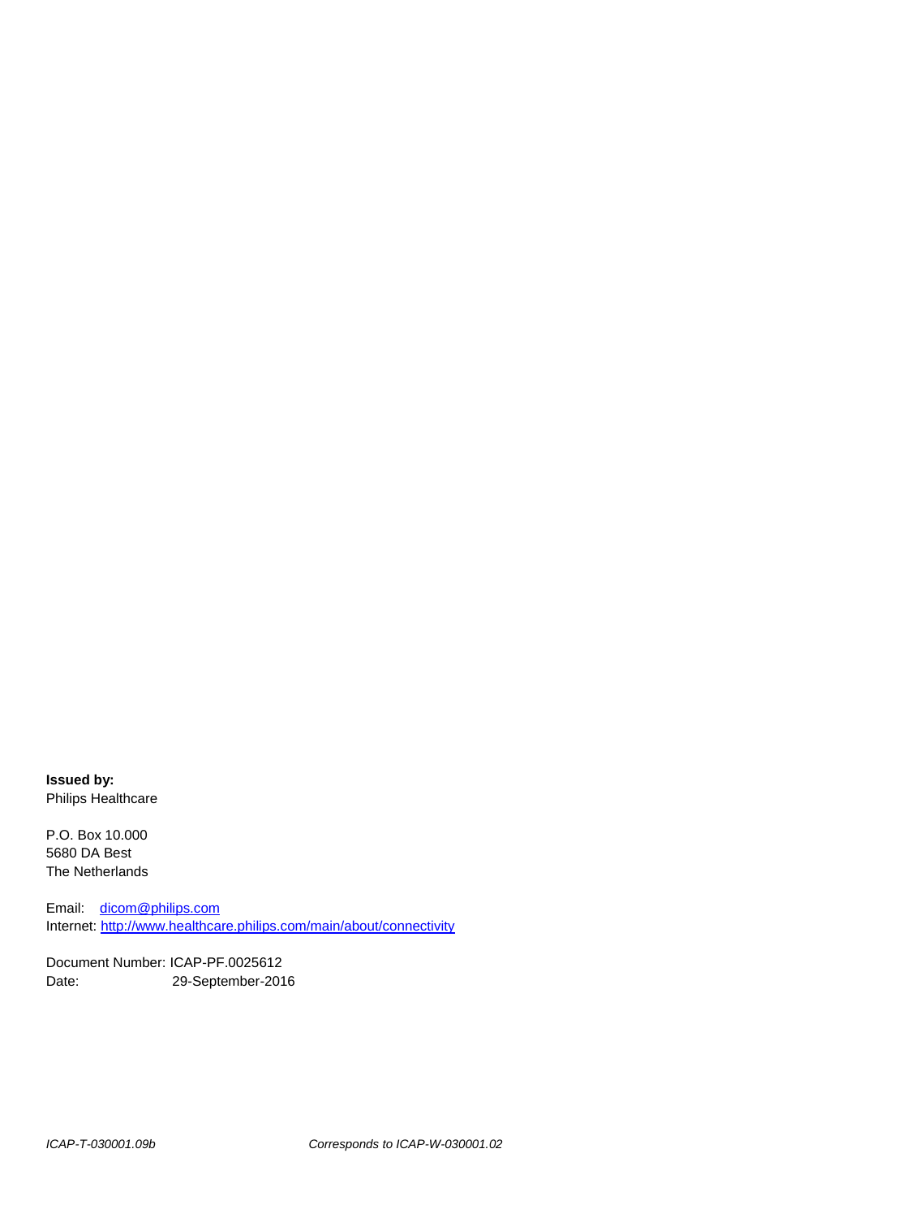**Issued by:**
Philips Healthcare

P.O. Box 10.000
5680 DA Best
The Netherlands

Email: dicom@philips.com
Internet: http://www.healthcare.philips.com/main/about/connectivity

Document Number: ICAP-PF.0025612
Date: 29-September-2016

*ICAP-T-030001.09b* *Corresponds to ICAP-W-030001.02*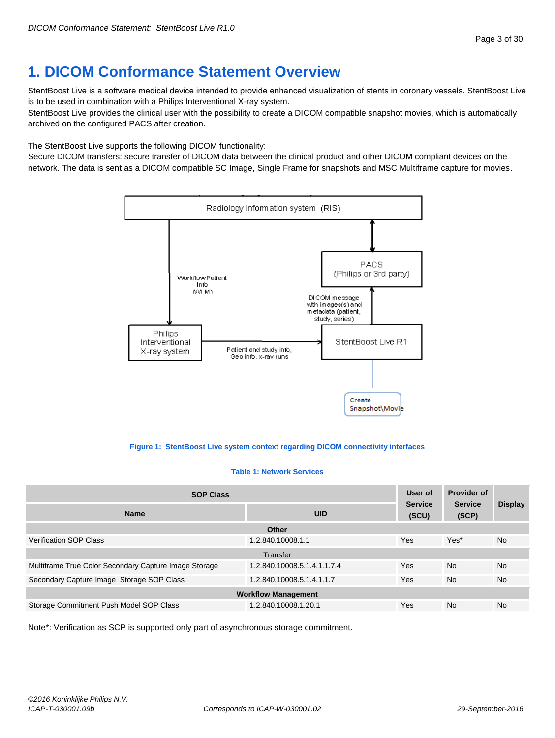# 1. DICOM Conformance Statement Overview

StentBoost Live is a software medical device intended to provide enhanced visualization of stents in coronary vessels. StentBoost Live is to be used in combination with a Philips Interventional X-ray system.
StentBoost Live provides the clinical user with the possibility to create a DICOM compatible snapshot movies, which is automatically archived on the configured PACS after creation.

The StentBoost Live supports the following DICOM functionality:
Secure DICOM transfers: secure transfer of DICOM data between the clinical product and other DICOM compliant devices on the network. The data is sent as a DICOM compatible SC Image, Single Frame for snapshots and MSC Multiframe capture for movies.

Radiology information system (RIS)

PACS (Philips or 3rd party)

Workflow Patient Info (WLM)

DICOM message with images(s) and metadata (patient, study, series)

Philips Interventional X-ray system

Patient and study info, Geo info. x-ray runs

StentBoost Live R1

Create Snapshot\Movie

**Figure 1: StentBoost Live system context regarding DICOM connectivity interfaces**

**Table 1: Network Services**

| SOP Class | | User of Service (SCU) | Provider of Service (SCP) | Display |
|---|---|---|---|---|
| **Name** | **UID** | | | |
| **Other** | | | | |
| Verification SOP Class | 1.2.840.10008.1.1 | Yes | Yes* | No |
| Transfer | | | | |
| Multiframe True Color Secondary Capture Image Storage | 1.2.840.10008.5.1.4.1.1.7.4 | Yes | No | No |
| Secondary Capture Image Storage SOP Class | 1.2.840.10008.5.1.4.1.1.7 | Yes | No | No |
| **Workflow Management** | | | | |
| Storage Commitment Push Model SOP Class | 1.2.840.10008.1.20.1 | Yes | No | No |

Note*: Verification as SCP is supported only part of asynchronous storage commitment.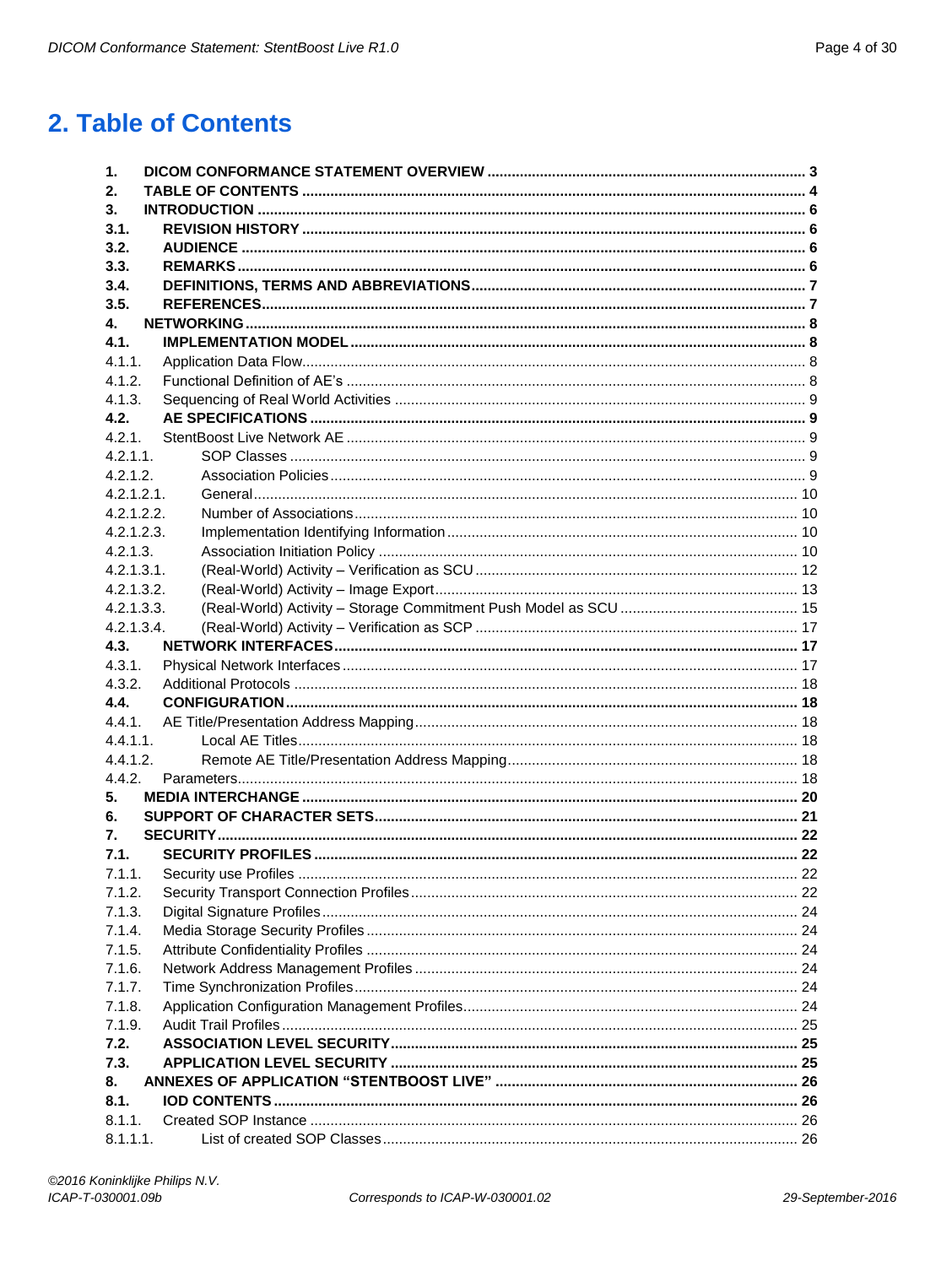# 2. Table of Contents

| | | |
|---|---|---|
| **1.** | **DICOM CONFORMANCE STATEMENT OVERVIEW** | **3** |
| **2.** | **TABLE OF CONTENTS** | **4** |
| **3.** | **INTRODUCTION** | **6** |
| **3.1.** | **REVISION HISTORY** | **6** |
| **3.2.** | **AUDIENCE** | **6** |
| **3.3.** | **REMARKS** | **6** |
| **3.4.** | **DEFINITIONS, TERMS AND ABBREVIATIONS** | **7** |
| **3.5.** | **REFERENCES** | **7** |
| **4.** | **NETWORKING** | **8** |
| **4.1.** | **IMPLEMENTATION MODEL** | **8** |
| 4.1.1. | Application Data Flow | 8 |
| 4.1.2. | Functional Definition of AE's | 8 |
| 4.1.3. | Sequencing of Real World Activities | 9 |
| **4.2.** | **AE SPECIFICATIONS** | **9** |
| 4.2.1. | StentBoost Live Network AE | 9 |
| 4.2.1.1. | SOP Classes | 9 |
| 4.2.1.2. | Association Policies | 9 |
| 4.2.1.2.1. | General | 10 |
| 4.2.1.2.2. | Number of Associations | 10 |
| 4.2.1.2.3. | Implementation Identifying Information | 10 |
| 4.2.1.3. | Association Initiation Policy | 10 |
| 4.2.1.3.1. | (Real-World) Activity – Verification as SCU | 12 |
| 4.2.1.3.2. | (Real-World) Activity – Image Export | 13 |
| 4.2.1.3.3. | (Real-World) Activity – Storage Commitment Push Model as SCU | 15 |
| 4.2.1.3.4. | (Real-World) Activity – Verification as SCP | 17 |
| **4.3.** | **NETWORK INTERFACES** | **17** |
| 4.3.1. | Physical Network Interfaces | 17 |
| 4.3.2. | Additional Protocols | 18 |
| **4.4.** | **CONFIGURATION** | **18** |
| 4.4.1. | AE Title/Presentation Address Mapping | 18 |
| 4.4.1.1. | Local AE Titles | 18 |
| 4.4.1.2. | Remote AE Title/Presentation Address Mapping | 18 |
| 4.4.2. | Parameters | 18 |
| **5.** | **MEDIA INTERCHANGE** | **20** |
| **6.** | **SUPPORT OF CHARACTER SETS** | **21** |
| **7.** | **SECURITY** | **22** |
| **7.1.** | **SECURITY PROFILES** | **22** |
| 7.1.1. | Security use Profiles | 22 |
| 7.1.2. | Security Transport Connection Profiles | 22 |
| 7.1.3. | Digital Signature Profiles | 24 |
| 7.1.4. | Media Storage Security Profiles | 24 |
| 7.1.5. | Attribute Confidentiality Profiles | 24 |
| 7.1.6. | Network Address Management Profiles | 24 |
| 7.1.7. | Time Synchronization Profiles | 24 |
| 7.1.8. | Application Configuration Management Profiles | 24 |
| 7.1.9. | Audit Trail Profiles | 25 |
| **7.2.** | **ASSOCIATION LEVEL SECURITY** | **25** |
| **7.3.** | **APPLICATION LEVEL SECURITY** | **25** |
| **8.** | **ANNEXES OF APPLICATION "STENTBOOST LIVE"** | **26** |
| **8.1.** | **IOD CONTENTS** | **26** |
| 8.1.1. | Created SOP Instance | 26 |
| 8.1.1.1. | List of created SOP Classes | 26 |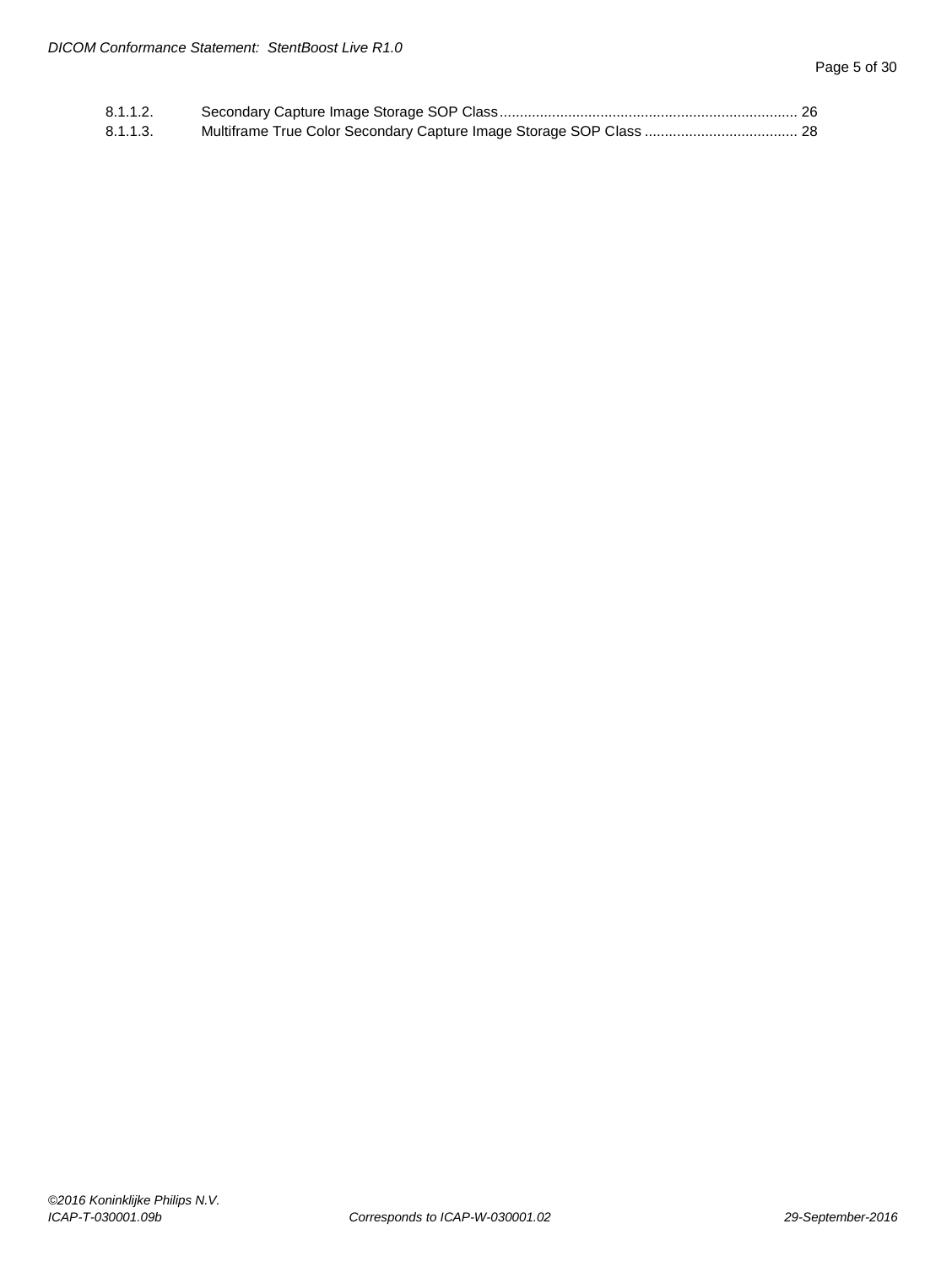8.1.1.2. Secondary Capture Image Storage SOP Class ........................................................................ 26

8.1.1.3. Multiframe True Color Secondary Capture Image Storage SOP Class ..................................... 28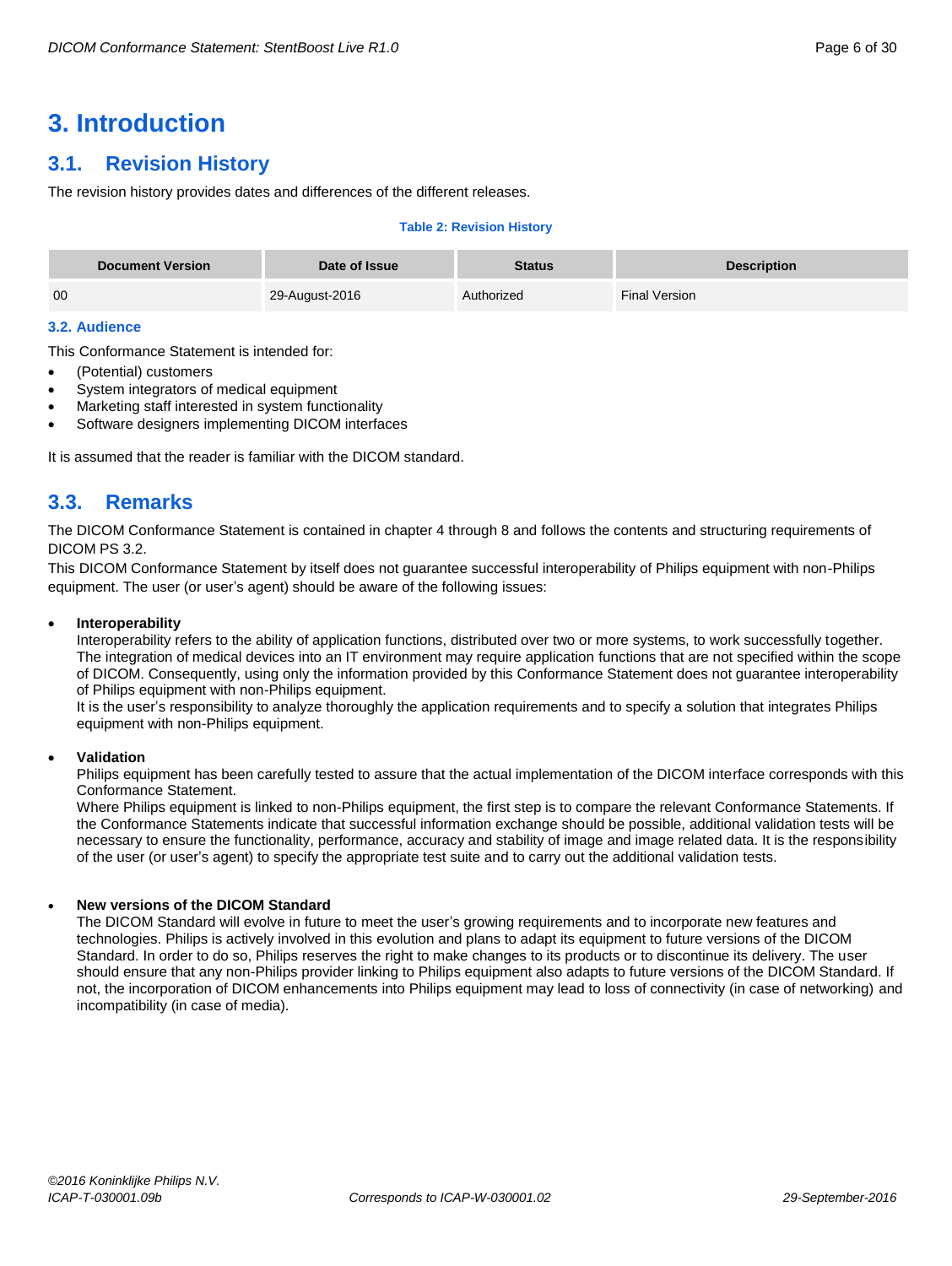# 3. Introduction

## 3.1. Revision History

The revision history provides dates and differences of the different releases.

**Table 2: Revision History**

| Document Version | Date of Issue | Status | Description |
| --- | --- | --- | --- |
| 00 | 29-August-2016 | Authorized | Final Version |

### 3.2. Audience

This Conformance Statement is intended for:

- (Potential) customers
- System integrators of medical equipment
- Marketing staff interested in system functionality
- Software designers implementing DICOM interfaces

It is assumed that the reader is familiar with the DICOM standard.

## 3.3. Remarks

The DICOM Conformance Statement is contained in chapter 4 through 8 and follows the contents and structuring requirements of DICOM PS 3.2.

This DICOM Conformance Statement by itself does not guarantee successful interoperability of Philips equipment with non-Philips equipment. The user (or user's agent) should be aware of the following issues:

- **Interoperability**
  Interoperability refers to the ability of application functions, distributed over two or more systems, to work successfully together. The integration of medical devices into an IT environment may require application functions that are not specified within the scope of DICOM. Consequently, using only the information provided by this Conformance Statement does not guarantee interoperability of Philips equipment with non-Philips equipment.
  It is the user's responsibility to analyze thoroughly the application requirements and to specify a solution that integrates Philips equipment with non-Philips equipment.

- **Validation**
  Philips equipment has been carefully tested to assure that the actual implementation of the DICOM interface corresponds with this Conformance Statement.
  Where Philips equipment is linked to non-Philips equipment, the first step is to compare the relevant Conformance Statements. If the Conformance Statements indicate that successful information exchange should be possible, additional validation tests will be necessary to ensure the functionality, performance, accuracy and stability of image and image related data. It is the responsibility of the user (or user's agent) to specify the appropriate test suite and to carry out the additional validation tests.

- **New versions of the DICOM Standard**
  The DICOM Standard will evolve in future to meet the user's growing requirements and to incorporate new features and technologies. Philips is actively involved in this evolution and plans to adapt its equipment to future versions of the DICOM Standard. In order to do so, Philips reserves the right to make changes to its products or to discontinue its delivery. The user should ensure that any non-Philips provider linking to Philips equipment also adapts to future versions of the DICOM Standard. If not, the incorporation of DICOM enhancements into Philips equipment may lead to loss of connectivity (in case of networking) and incompatibility (in case of media).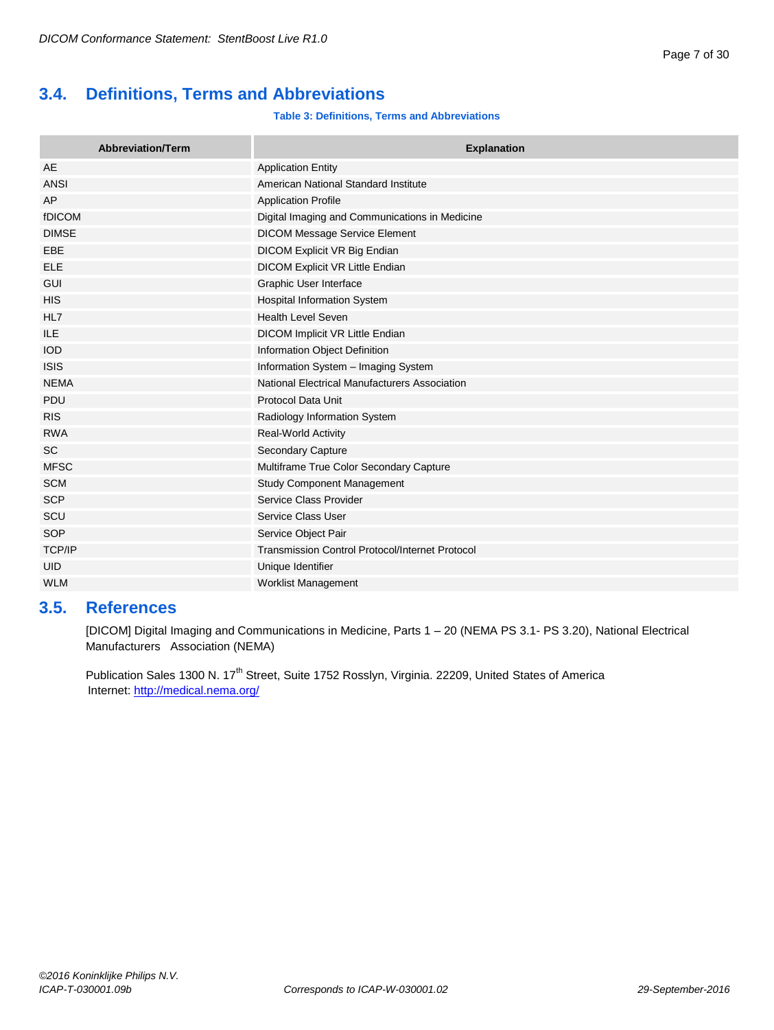## 3.4. Definitions, Terms and Abbreviations

**Table 3: Definitions, Terms and Abbreviations**

| Abbreviation/Term | Explanation |
|---|---|
| AE | Application Entity |
| ANSI | American National Standard Institute |
| AP | Application Profile |
| fDICOM | Digital Imaging and Communications in Medicine |
| DIMSE | DICOM Message Service Element |
| EBE | DICOM Explicit VR Big Endian |
| ELE | DICOM Explicit VR Little Endian |
| GUI | Graphic User Interface |
| HIS | Hospital Information System |
| HL7 | Health Level Seven |
| ILE | DICOM Implicit VR Little Endian |
| IOD | Information Object Definition |
| ISIS | Information System – Imaging System |
| NEMA | National Electrical Manufacturers Association |
| PDU | Protocol Data Unit |
| RIS | Radiology Information System |
| RWA | Real-World Activity |
| SC | Secondary Capture |
| MFSC | Multiframe True Color Secondary Capture |
| SCM | Study Component Management |
| SCP | Service Class Provider |
| SCU | Service Class User |
| SOP | Service Object Pair |
| TCP/IP | Transmission Control Protocol/Internet Protocol |
| UID | Unique Identifier |
| WLM | Worklist Management |

## 3.5. References

[DICOM] Digital Imaging and Communications in Medicine, Parts 1 – 20 (NEMA PS 3.1- PS 3.20), National Electrical Manufacturers Association (NEMA)

Publication Sales 1300 N. 17th Street, Suite 1752 Rosslyn, Virginia. 22209, United States of America
Internet: http://medical.nema.org/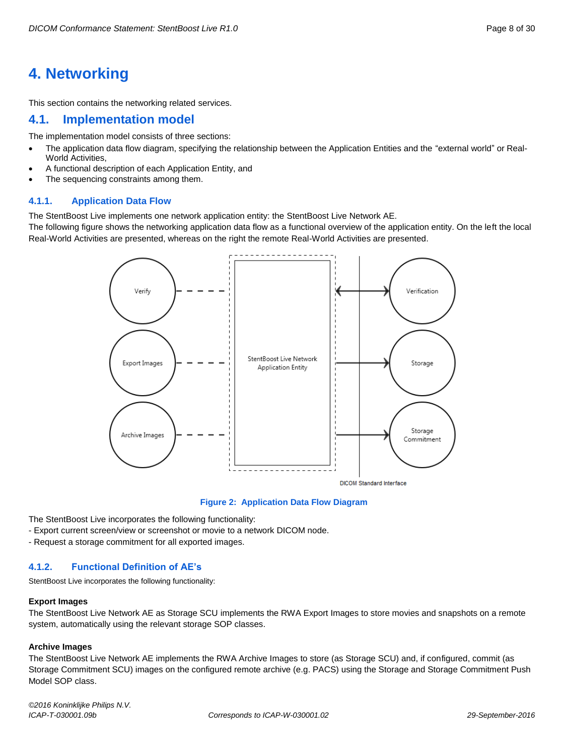# 4. Networking

This section contains the networking related services.

## 4.1. Implementation model

The implementation model consists of three sections:

- The application data flow diagram, specifying the relationship between the Application Entities and the "external world" or Real-World Activities,
- A functional description of each Application Entity, and
- The sequencing constraints among them.

### 4.1.1. Application Data Flow

The StentBoost Live implements one network application entity: the StentBoost Live Network AE.
The following figure shows the networking application data flow as a functional overview of the application entity. On the left the local Real-World Activities are presented, whereas on the right the remote Real-World Activities are presented.

Figure 2: Application Data Flow Diagram

The StentBoost Live incorporates the following functionality:
- Export current screen/view or screenshot or movie to a network DICOM node.
- Request a storage commitment for all exported images.

### 4.1.2. Functional Definition of AE's

StentBoost Live incorporates the following functionality:

**Export Images**
The StentBoost Live Network AE as Storage SCU implements the RWA Export Images to store movies and snapshots on a remote system, automatically using the relevant storage SOP classes.

**Archive Images**
The StentBoost Live Network AE implements the RWA Archive Images to store (as Storage SCU) and, if configured, commit (as Storage Commitment SCU) images on the configured remote archive (e.g. PACS) using the Storage and Storage Commitment Push Model SOP class.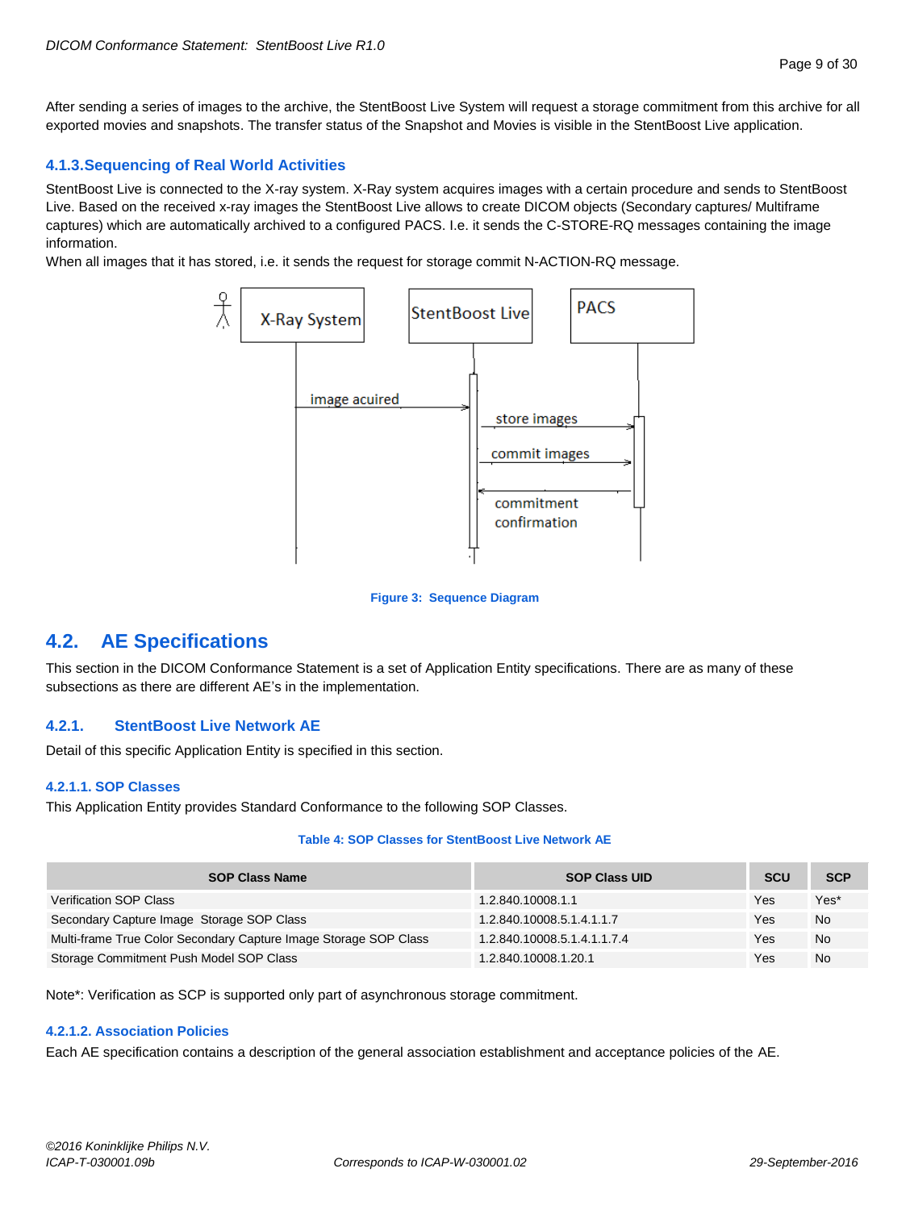After sending a series of images to the archive, the StentBoost Live System will request a storage commitment from this archive for all exported movies and snapshots. The transfer status of the Snapshot and Movies is visible in the StentBoost Live application.

### 4.1.3. Sequencing of Real World Activities

StentBoost Live is connected to the X-ray system. X-Ray system acquires images with a certain procedure and sends to StentBoost Live. Based on the received x-ray images the StentBoost Live allows to create DICOM objects (Secondary captures/ Multiframe captures) which are automatically archived to a configured PACS. I.e. it sends the C-STORE-RQ messages containing the image information.

When all images that it has stored, i.e. it sends the request for storage commit N-ACTION-RQ message.

**Figure 3: Sequence Diagram**

## 4.2. AE Specifications

This section in the DICOM Conformance Statement is a set of Application Entity specifications. There are as many of these subsections as there are different AE's in the implementation.

### 4.2.1. StentBoost Live Network AE

Detail of this specific Application Entity is specified in this section.

#### 4.2.1.1. SOP Classes

This Application Entity provides Standard Conformance to the following SOP Classes.

**Table 4: SOP Classes for StentBoost Live Network AE**

| SOP Class Name | SOP Class UID | SCU | SCP |
|---|---|---|---|
| Verification SOP Class | 1.2.840.10008.1.1 | Yes | Yes* |
| Secondary Capture Image Storage SOP Class | 1.2.840.10008.5.1.4.1.1.7 | Yes | No |
| Multi-frame True Color Secondary Capture Image Storage SOP Class | 1.2.840.10008.5.1.4.1.1.7.4 | Yes | No |
| Storage Commitment Push Model SOP Class | 1.2.840.10008.1.20.1 | Yes | No |

Note*: Verification as SCP is supported only part of asynchronous storage commitment.

#### 4.2.1.2. Association Policies

Each AE specification contains a description of the general association establishment and acceptance policies of the AE.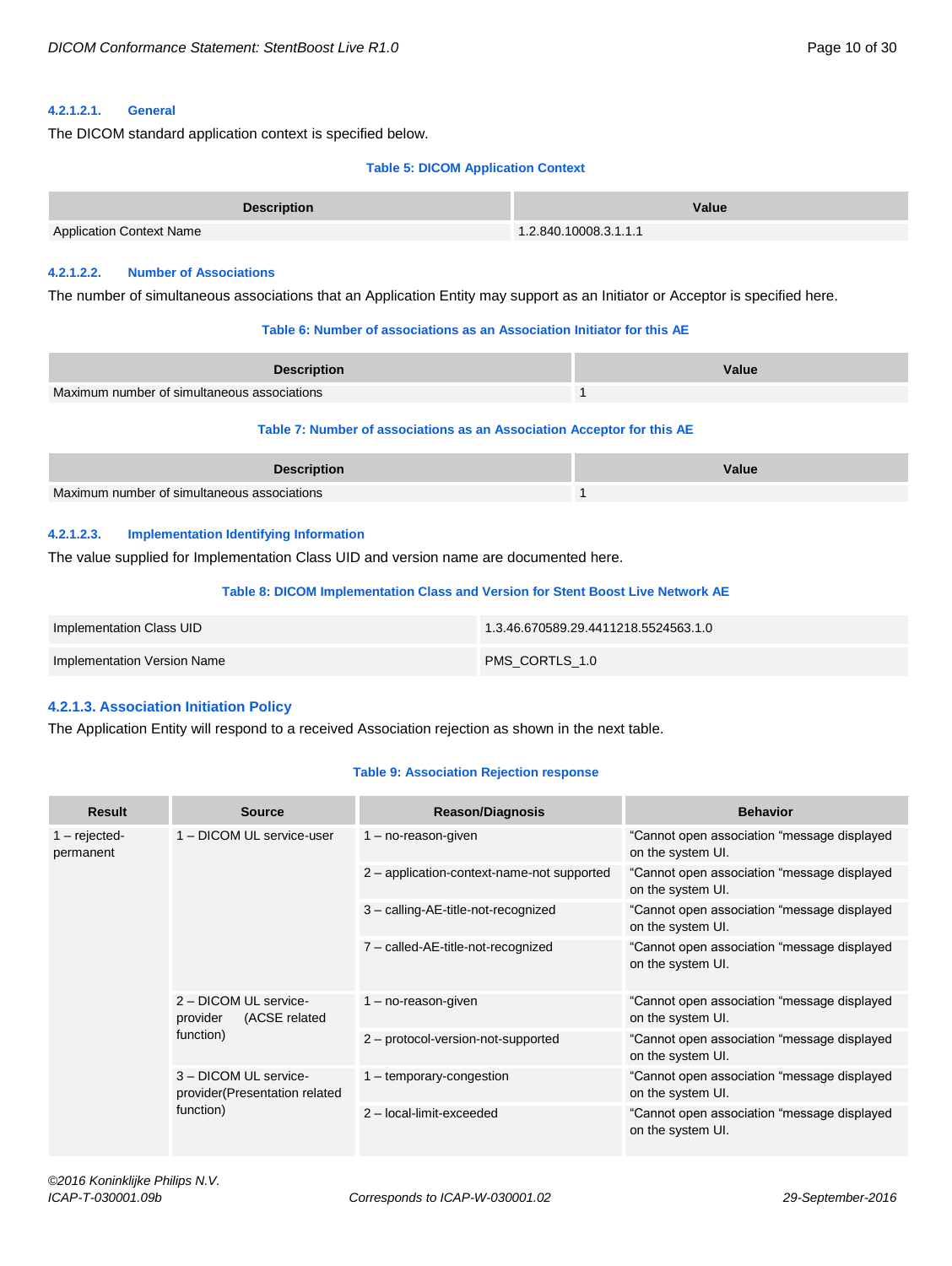#### 4.2.1.2.1. General

The DICOM standard application context is specified below.

**Table 5: DICOM Application Context**

| Description | Value |
|---|---|
| Application Context Name | 1.2.840.10008.3.1.1.1 |

#### 4.2.1.2.2. Number of Associations

The number of simultaneous associations that an Application Entity may support as an Initiator or Acceptor is specified here.

**Table 6: Number of associations as an Association Initiator for this AE**

| Description | Value |
|---|---|
| Maximum number of simultaneous associations | 1 |

**Table 7: Number of associations as an Association Acceptor for this AE**

| Description | Value |
|---|---|
| Maximum number of simultaneous associations | 1 |

#### 4.2.1.2.3. Implementation Identifying Information

The value supplied for Implementation Class UID and version name are documented here.

**Table 8: DICOM Implementation Class and Version for Stent Boost Live Network AE**

| | |
|---|---|
| Implementation Class UID | 1.3.46.670589.29.4411218.5524563.1.0 |
| Implementation Version Name | PMS_CORTLS_1.0 |

### 4.2.1.3. Association Initiation Policy

The Application Entity will respond to a received Association rejection as shown in the next table.

**Table 9: Association Rejection response**

| Result | Source | Reason/Diagnosis | Behavior |
|---|---|---|---|
| 1 – rejected-permanent | 1 – DICOM UL service-user | 1 – no-reason-given | “Cannot open association “message displayed on the system UI. |
| | | 2 – application-context-name-not supported | “Cannot open association “message displayed on the system UI. |
| | | 3 – calling-AE-title-not-recognized | “Cannot open association “message displayed on the system UI. |
| | | 7 – called-AE-title-not-recognized | “Cannot open association “message displayed on the system UI. |
| | 2 – DICOM UL service-provider (ACSE related function) | 1 – no-reason-given | “Cannot open association “message displayed on the system UI. |
| | | 2 – protocol-version-not-supported | “Cannot open association “message displayed on the system UI. |
| | 3 – DICOM UL service-provider(Presentation related function) | 1 – temporary-congestion | “Cannot open association “message displayed on the system UI. |
| | | 2 – local-limit-exceeded | “Cannot open association “message displayed on the system UI. |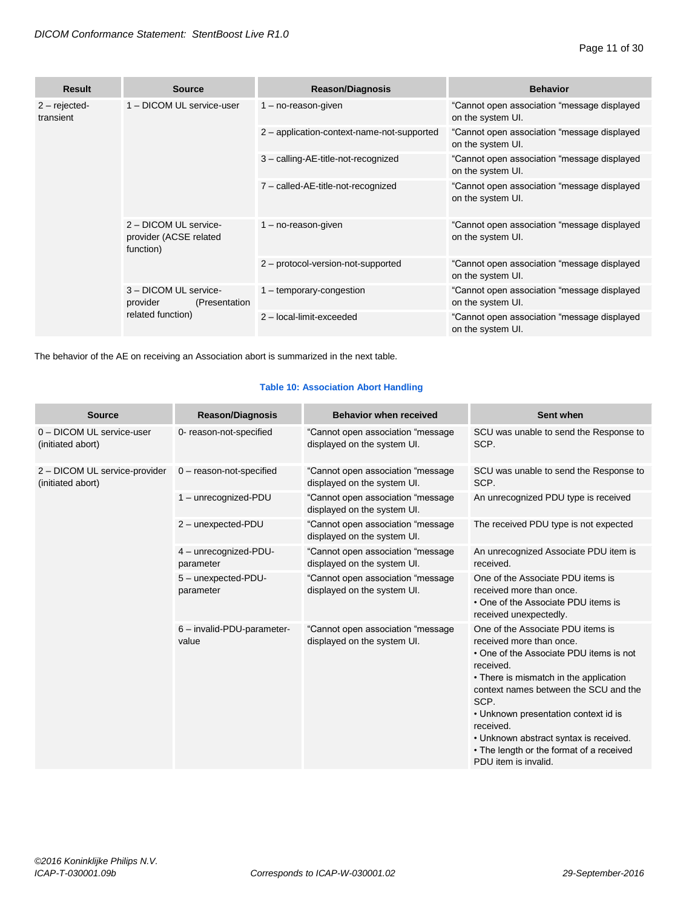| Result | Source | Reason/Diagnosis | Behavior |
|---|---|---|---|
| 2 – rejected-transient | 1 – DICOM UL service-user | 1 – no-reason-given | “Cannot open association “message displayed on the system UI. |
| | | 2 – application-context-name-not-supported | “Cannot open association “message displayed on the system UI. |
| | | 3 – calling-AE-title-not-recognized | “Cannot open association “message displayed on the system UI. |
| | | 7 – called-AE-title-not-recognized | “Cannot open association “message displayed on the system UI. |
| | 2 – DICOM UL service-provider (ACSE related function) | 1 – no-reason-given | “Cannot open association “message displayed on the system UI. |
| | | 2 – protocol-version-not-supported | “Cannot open association “message displayed on the system UI. |
| | 3 – DICOM UL service-provider (Presentation related function) | 1 – temporary-congestion | “Cannot open association “message displayed on the system UI. |
| | | 2 – local-limit-exceeded | “Cannot open association “message displayed on the system UI. |

The behavior of the AE on receiving an Association abort is summarized in the next table.

**Table 10: Association Abort Handling**

| Source | Reason/Diagnosis | Behavior when received | Sent when |
|---|---|---|---|
| 0 – DICOM UL service-user (initiated abort) | 0- reason-not-specified | “Cannot open association “message displayed on the system UI. | SCU was unable to send the Response to SCP. |
| 2 – DICOM UL service-provider (initiated abort) | 0 – reason-not-specified | “Cannot open association “message displayed on the system UI. | SCU was unable to send the Response to SCP. |
| | 1 – unrecognized-PDU | “Cannot open association “message displayed on the system UI. | An unrecognized PDU type is received |
| | 2 – unexpected-PDU | “Cannot open association “message displayed on the system UI. | The received PDU type is not expected |
| | 4 – unrecognized-PDU-parameter | “Cannot open association “message displayed on the system UI. | An unrecognized Associate PDU item is received. |
| | 5 – unexpected-PDU-parameter | “Cannot open association “message displayed on the system UI. | One of the Associate PDU items is received more than once.<br>• One of the Associate PDU items is received unexpectedly. |
| | 6 – invalid-PDU-parameter-value | “Cannot open association “message displayed on the system UI. | One of the Associate PDU items is received more than once.<br>• One of the Associate PDU items is not received.<br>• There is mismatch in the application context names between the SCU and the SCP.<br>• Unknown presentation context id is received.<br>• Unknown abstract syntax is received.<br>• The length or the format of a received PDU item is invalid. |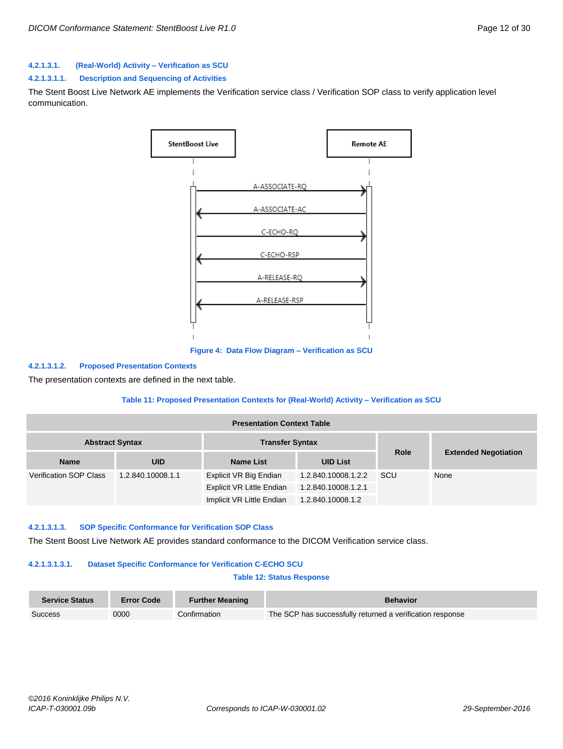#### 4.2.1.3.1. (Real-World) Activity – Verification as SCU

##### 4.2.1.3.1.1. Description and Sequencing of Activities

The Stent Boost Live Network AE implements the Verification service class / Verification SOP class to verify application level communication.

Figure 4: Data Flow Diagram – Verification as SCU

##### 4.2.1.3.1.2. Proposed Presentation Contexts

The presentation contexts are defined in the next table.

**Table 11: Proposed Presentation Contexts for (Real-World) Activity – Verification as SCU**

| Presentation Context Table | | | | | |
|---|---|---|---|---|---|
| **Abstract Syntax** | | **Transfer Syntax** | | **Role** | **Extended Negotiation** |
| **Name** | **UID** | **Name List** | **UID List** | | |
| Verification SOP Class | 1.2.840.10008.1.1 | Explicit VR Big Endian | 1.2.840.10008.1.2.2 | SCU | None |
| | | Explicit VR Little Endian | 1.2.840.10008.1.2.1 | | |
| | | Implicit VR Little Endian | 1.2.840.10008.1.2 | | |

##### 4.2.1.3.1.3. SOP Specific Conformance for Verification SOP Class

The Stent Boost Live Network AE provides standard conformance to the DICOM Verification service class.

###### 4.2.1.3.1.3.1. Dataset Specific Conformance for Verification C-ECHO SCU

**Table 12: Status Response**

| Service Status | Error Code | Further Meaning | Behavior |
|---|---|---|---|
| Success | 0000 | Confirmation | The SCP has successfully returned a verification response |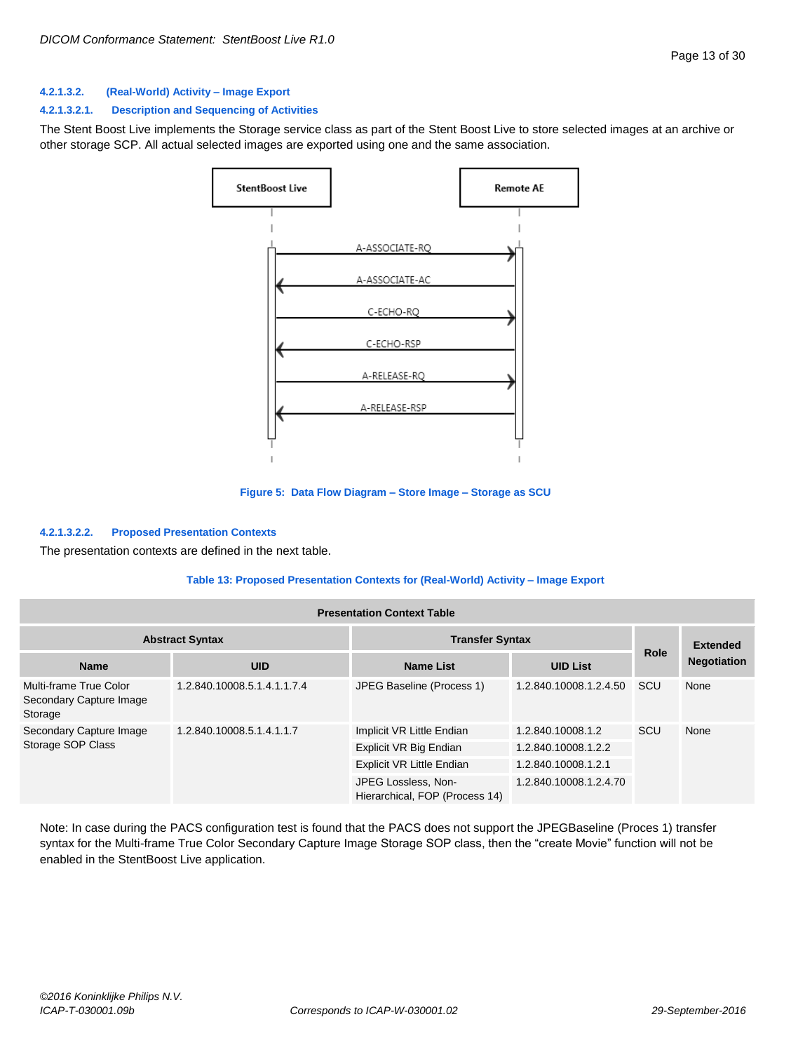#### 4.2.1.3.2. (Real-World) Activity – Image Export

##### 4.2.1.3.2.1. Description and Sequencing of Activities

The Stent Boost Live implements the Storage service class as part of the Stent Boost Live to store selected images at an archive or other storage SCP. All actual selected images are exported using one and the same association.

StentBoost Live → Remote AE: A-ASSOCIATE-RQ
Remote AE → StentBoost Live: A-ASSOCIATE-AC
StentBoost Live → Remote AE: C-ECHO-RQ
Remote AE → StentBoost Live: C-ECHO-RSP
StentBoost Live → Remote AE: A-RELEASE-RQ
Remote AE → StentBoost Live: A-RELEASE-RSP

**Figure 5: Data Flow Diagram – Store Image – Storage as SCU**

##### 4.2.1.3.2.2. Proposed Presentation Contexts

The presentation contexts are defined in the next table.

**Table 13: Proposed Presentation Contexts for (Real-World) Activity – Image Export**

| Presentation Context Table | | | | | |
|---|---|---|---|---|---|
| Abstract Syntax | | Transfer Syntax | | Role | Extended Negotiation |
| Name | UID | Name List | UID List | | |
| Multi-frame True Color Secondary Capture Image Storage | 1.2.840.10008.5.1.4.1.1.7.4 | JPEG Baseline (Process 1) | 1.2.840.10008.1.2.4.50 | SCU | None |
| Secondary Capture Image Storage SOP Class | 1.2.840.10008.5.1.4.1.1.7 | Implicit VR Little Endian | 1.2.840.10008.1.2 | SCU | None |
| | | Explicit VR Big Endian | 1.2.840.10008.1.2.2 | | |
| | | Explicit VR Little Endian | 1.2.840.10008.1.2.1 | | |
| | | JPEG Lossless, Non-Hierarchical, FOP (Process 14) | 1.2.840.10008.1.2.4.70 | | |

Note: In case during the PACS configuration test is found that the PACS does not support the JPEGBaseline (Proces 1) transfer syntax for the Multi-frame True Color Secondary Capture Image Storage SOP class, then the “create Movie” function will not be enabled in the StentBoost Live application.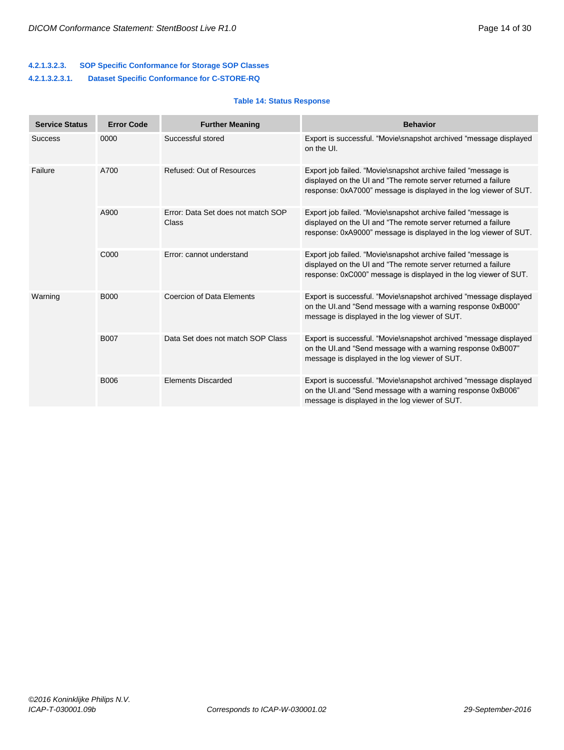#### 4.2.1.3.2.3. SOP Specific Conformance for Storage SOP Classes

##### 4.2.1.3.2.3.1. Dataset Specific Conformance for C-STORE-RQ

**Table 14: Status Response**

| Service Status | Error Code | Further Meaning | Behavior |
|---|---|---|---|
| Success | 0000 | Successful stored | Export is successful. “Movie\snapshot archived “message displayed on the UI. |
| Failure | A700 | Refused: Out of Resources | Export job failed. “Movie\snapshot archive failed “message is displayed on the UI and “The remote server returned a failure response: 0xA7000” message is displayed in the log viewer of SUT. |
| | A900 | Error: Data Set does not match SOP Class | Export job failed. “Movie\snapshot archive failed “message is displayed on the UI and “The remote server returned a failure response: 0xA9000” message is displayed in the log viewer of SUT. |
| | C000 | Error: cannot understand | Export job failed. “Movie\snapshot archive failed “message is displayed on the UI and “The remote server returned a failure response: 0xC000” message is displayed in the log viewer of SUT. |
| Warning | B000 | Coercion of Data Elements | Export is successful. “Movie\snapshot archived “message displayed on the UI.and “Send message with a warning response 0xB000” message is displayed in the log viewer of SUT. |
| | B007 | Data Set does not match SOP Class | Export is successful. “Movie\snapshot archived “message displayed on the UI.and “Send message with a warning response 0xB007” message is displayed in the log viewer of SUT. |
| | B006 | Elements Discarded | Export is successful. “Movie\snapshot archived “message displayed on the UI.and “Send message with a warning response 0xB006” message is displayed in the log viewer of SUT. |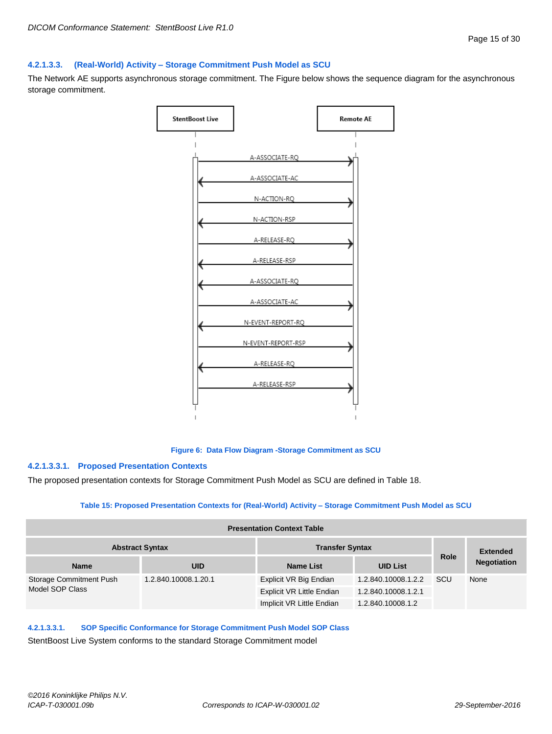#### 4.2.1.3.3. (Real-World) Activity – Storage Commitment Push Model as SCU

The Network AE supports asynchronous storage commitment. The Figure below shows the sequence diagram for the asynchronous storage commitment.

Figure 6: Data Flow Diagram -Storage Commitment as SCU

##### 4.2.1.3.3.1. Proposed Presentation Contexts

The proposed presentation contexts for Storage Commitment Push Model as SCU are defined in Table 18.

Table 15: Proposed Presentation Contexts for (Real-World) Activity – Storage Commitment Push Model as SCU

| Presentation Context Table | | | | | |
|---|---|---|---|---|---|
| Abstract Syntax | | Transfer Syntax | | Role | Extended Negotiation |
| Name | UID | Name List | UID List | | |
| Storage Commitment Push Model SOP Class | 1.2.840.10008.1.20.1 | Explicit VR Big Endian | 1.2.840.10008.1.2.2 | SCU | None |
| | | Explicit VR Little Endian | 1.2.840.10008.1.2.1 | | |
| | | Implicit VR Little Endian | 1.2.840.10008.1.2 | | |

##### 4.2.1.3.3.1. SOP Specific Conformance for Storage Commitment Push Model SOP Class

StentBoost Live System conforms to the standard Storage Commitment model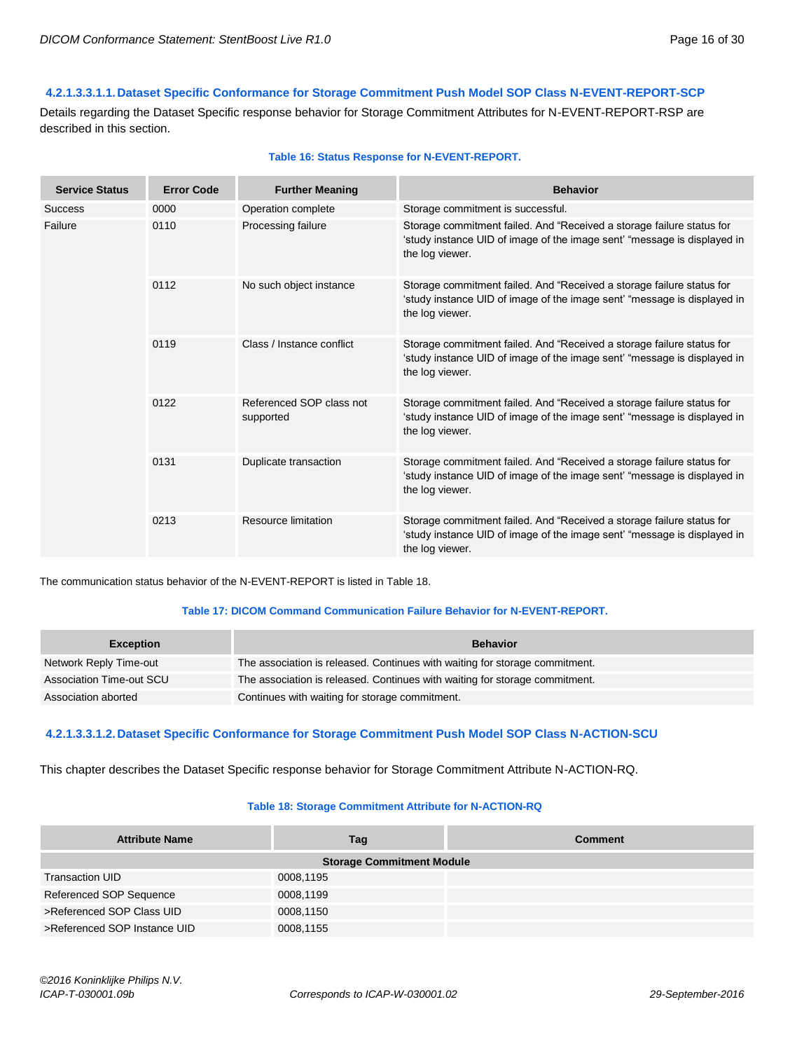#### 4.2.1.3.3.1.1. Dataset Specific Conformance for Storage Commitment Push Model SOP Class N-EVENT-REPORT-SCP

Details regarding the Dataset Specific response behavior for Storage Commitment Attributes for N-EVENT-REPORT-RSP are described in this section.

**Table 16: Status Response for N-EVENT-REPORT.**

| Service Status | Error Code | Further Meaning | Behavior |
|---|---|---|---|
| Success | 0000 | Operation complete | Storage commitment is successful. |
| Failure | 0110 | Processing failure | Storage commitment failed. And "Received a storage failure status for 'study instance UID of image of the image sent' "message is displayed in the log viewer. |
| | 0112 | No such object instance | Storage commitment failed. And "Received a storage failure status for 'study instance UID of image of the image sent' "message is displayed in the log viewer. |
| | 0119 | Class / Instance conflict | Storage commitment failed. And "Received a storage failure status for 'study instance UID of image of the image sent' "message is displayed in the log viewer. |
| | 0122 | Referenced SOP class not supported | Storage commitment failed. And "Received a storage failure status for 'study instance UID of image of the image sent' "message is displayed in the log viewer. |
| | 0131 | Duplicate transaction | Storage commitment failed. And "Received a storage failure status for 'study instance UID of image of the image sent' "message is displayed in the log viewer. |
| | 0213 | Resource limitation | Storage commitment failed. And "Received a storage failure status for 'study instance UID of image of the image sent' "message is displayed in the log viewer. |

The communication status behavior of the N-EVENT-REPORT is listed in Table 18.

**Table 17: DICOM Command Communication Failure Behavior for N-EVENT-REPORT.**

| Exception | Behavior |
|---|---|
| Network Reply Time-out | The association is released. Continues with waiting for storage commitment. |
| Association Time-out SCU | The association is released. Continues with waiting for storage commitment. |
| Association aborted | Continues with waiting for storage commitment. |

#### 4.2.1.3.3.1.2. Dataset Specific Conformance for Storage Commitment Push Model SOP Class N-ACTION-SCU

This chapter describes the Dataset Specific response behavior for Storage Commitment Attribute N-ACTION-RQ.

**Table 18: Storage Commitment Attribute for N-ACTION-RQ**

| Attribute Name | Tag | Comment |
|---|---|---|
| **Storage Commitment Module** | | |
| Transaction UID | 0008,1195 | |
| Referenced SOP Sequence | 0008,1199 | |
| >Referenced SOP Class UID | 0008,1150 | |
| >Referenced SOP Instance UID | 0008,1155 | |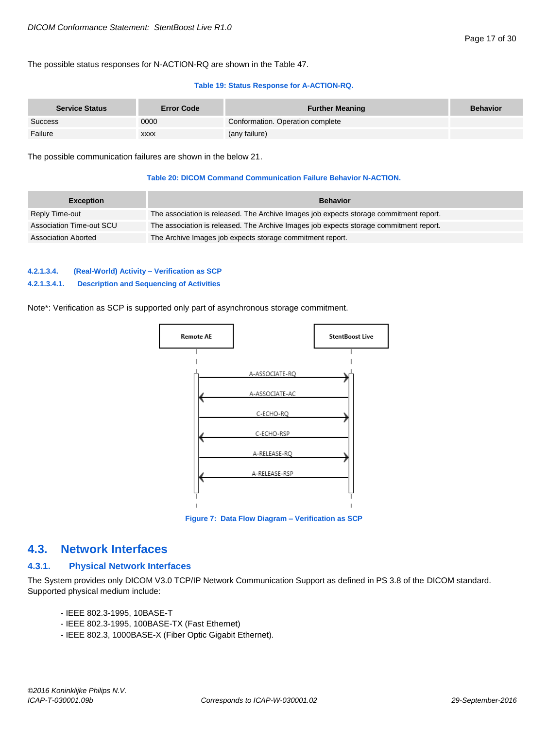The possible status responses for N-ACTION-RQ are shown in the Table 47.

**Table 19: Status Response for A-ACTION-RQ.**

| Service Status | Error Code | Further Meaning | Behavior |
|---|---|---|---|
| Success | 0000 | Conformation. Operation complete | |
| Failure | xxxx | (any failure) | |

The possible communication failures are shown in the below 21.

**Table 20: DICOM Command Communication Failure Behavior N-ACTION.**

| Exception | Behavior |
|---|---|
| Reply Time-out | The association is released. The Archive Images job expects storage commitment report. |
| Association Time-out SCU | The association is released. The Archive Images job expects storage commitment report. |
| Association Aborted | The Archive Images job expects storage commitment report. |

#### 4.2.1.3.4. (Real-World) Activity – Verification as SCP

##### 4.2.1.3.4.1. Description and Sequencing of Activities

Note*: Verification as SCP is supported only part of asynchronous storage commitment.

Remote AE | StentBoost Live

A-ASSOCIATE-RQ →
← A-ASSOCIATE-AC
C-ECHO-RQ →
← C-ECHO-RSP
A-RELEASE-RQ →
← A-RELEASE-RSP

**Figure 7: Data Flow Diagram – Verification as SCP**

## 4.3. Network Interfaces

### 4.3.1. Physical Network Interfaces

The System provides only DICOM V3.0 TCP/IP Network Communication Support as defined in PS 3.8 of the DICOM standard. Supported physical medium include:

- IEEE 802.3-1995, 10BASE-T
- IEEE 802.3-1995, 100BASE-TX (Fast Ethernet)
- IEEE 802.3, 1000BASE-X (Fiber Optic Gigabit Ethernet).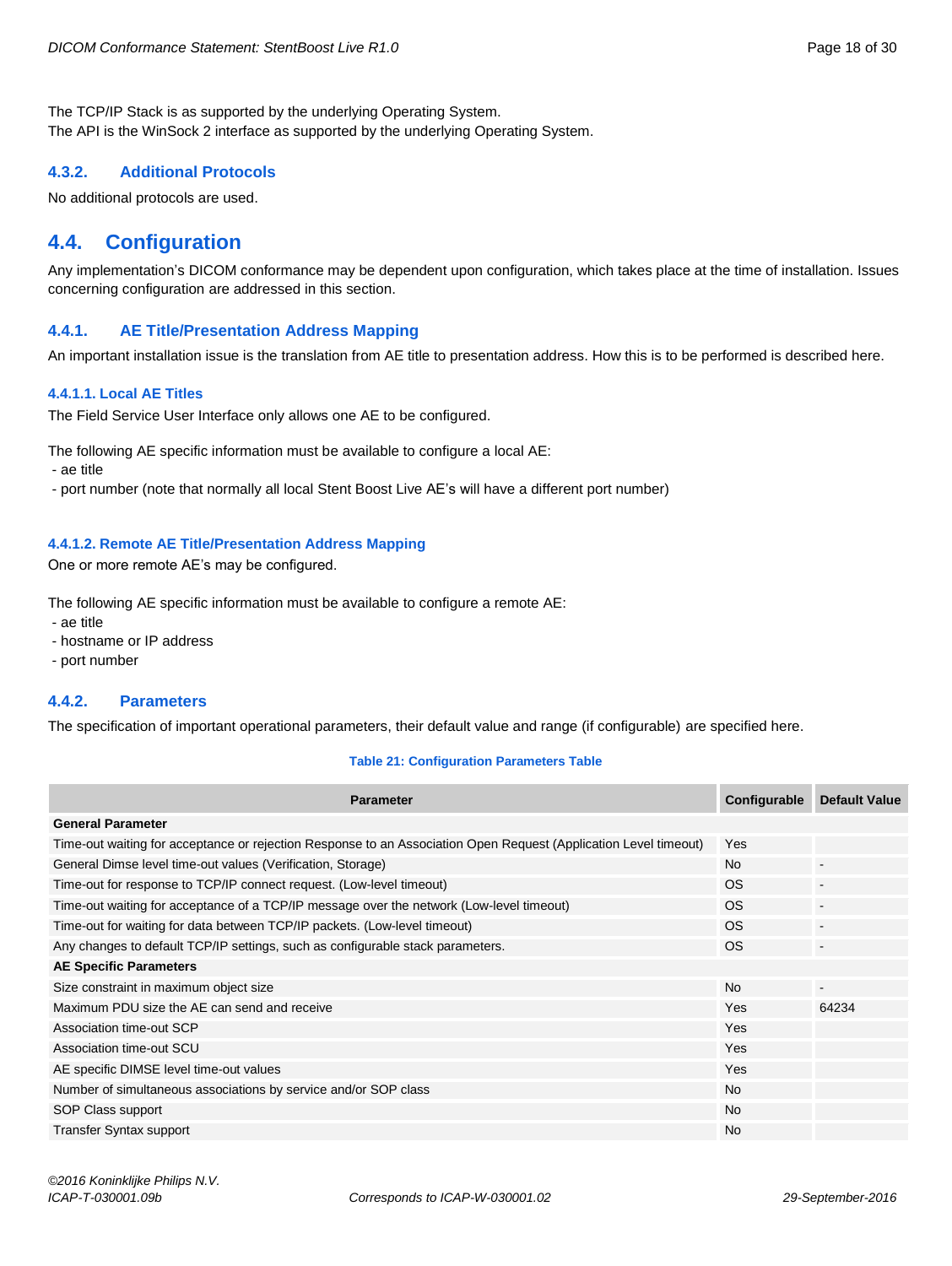The TCP/IP Stack is as supported by the underlying Operating System.
The API is the WinSock 2 interface as supported by the underlying Operating System.

### 4.3.2. Additional Protocols

No additional protocols are used.

## 4.4. Configuration

Any implementation's DICOM conformance may be dependent upon configuration, which takes place at the time of installation. Issues concerning configuration are addressed in this section.

### 4.4.1. AE Title/Presentation Address Mapping

An important installation issue is the translation from AE title to presentation address. How this is to be performed is described here.

#### 4.4.1.1. Local AE Titles

The Field Service User Interface only allows one AE to be configured.

The following AE specific information must be available to configure a local AE:
- ae title
- port number (note that normally all local Stent Boost Live AE's will have a different port number)

#### 4.4.1.2. Remote AE Title/Presentation Address Mapping

One or more remote AE's may be configured.

The following AE specific information must be available to configure a remote AE:
- ae title
- hostname or IP address
- port number

### 4.4.2. Parameters

The specification of important operational parameters, their default value and range (if configurable) are specified here.

**Table 21: Configuration Parameters Table**

| Parameter | Configurable | Default Value |
|---|---|---|
| **General Parameter** | | |
| Time-out waiting for acceptance or rejection Response to an Association Open Request (Application Level timeout) | Yes | |
| General Dimse level time-out values (Verification, Storage) | No | - |
| Time-out for response to TCP/IP connect request. (Low-level timeout) | OS | - |
| Time-out waiting for acceptance of a TCP/IP message over the network (Low-level timeout) | OS | - |
| Time-out for waiting for data between TCP/IP packets. (Low-level timeout) | OS | - |
| Any changes to default TCP/IP settings, such as configurable stack parameters. | OS | - |
| **AE Specific Parameters** | | |
| Size constraint in maximum object size | No | - |
| Maximum PDU size the AE can send and receive | Yes | 64234 |
| Association time-out SCP | Yes | |
| Association time-out SCU | Yes | |
| AE specific DIMSE level time-out values | Yes | |
| Number of simultaneous associations by service and/or SOP class | No | |
| SOP Class support | No | |
| Transfer Syntax support | No | |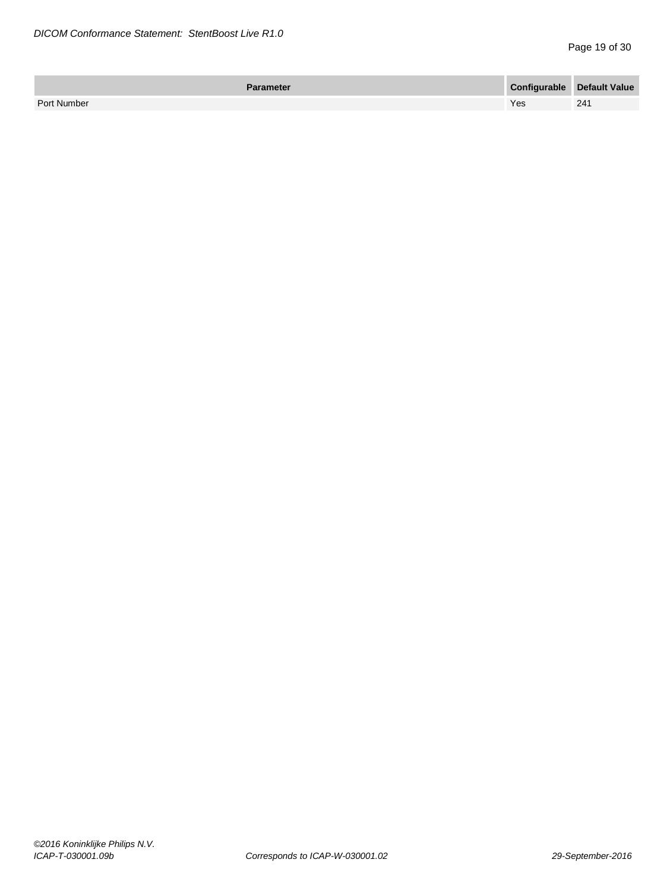| Parameter | Configurable | Default Value |
| --- | --- | --- |
| Port Number | Yes | 241 |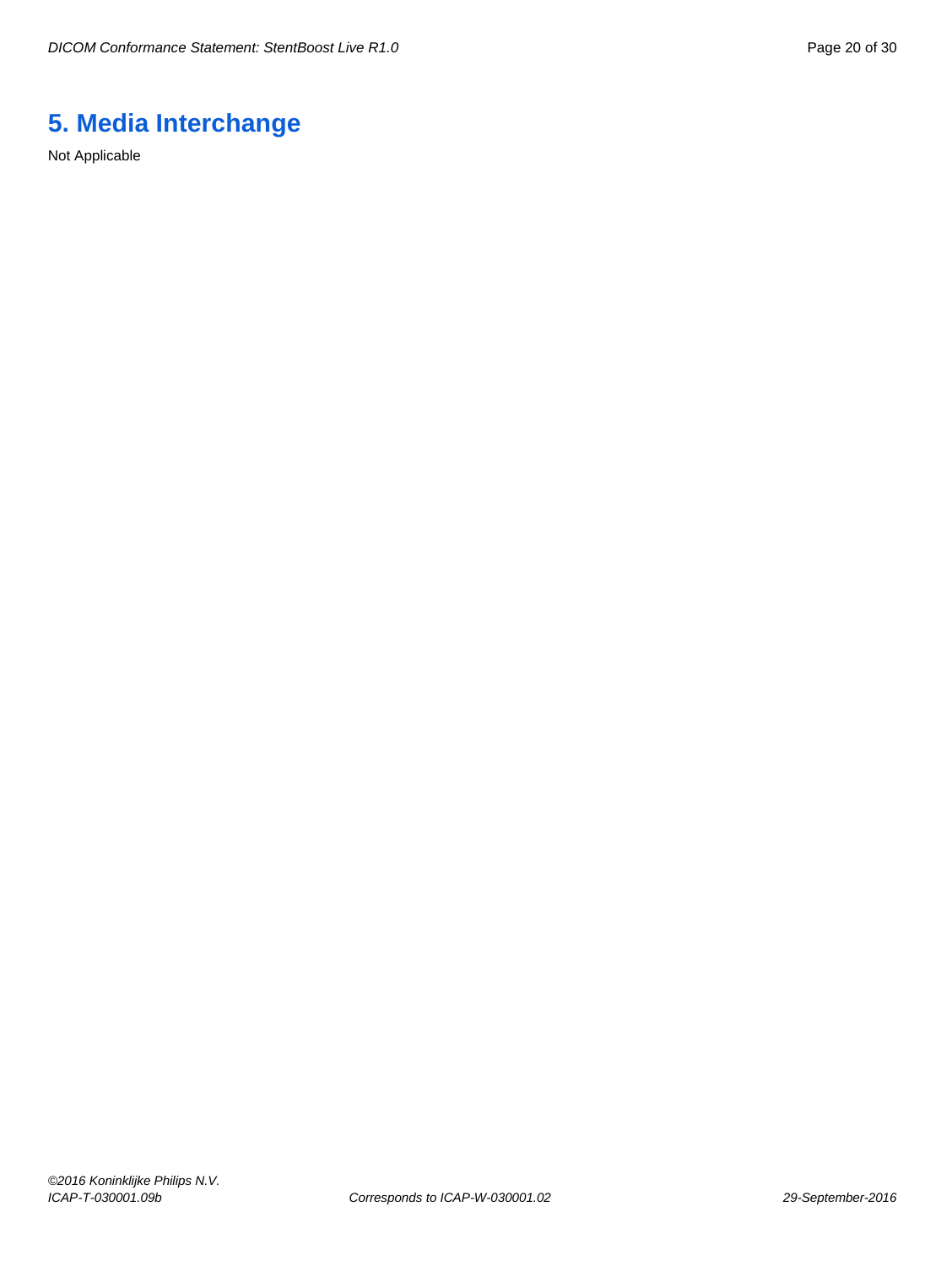# 5. Media Interchange

Not Applicable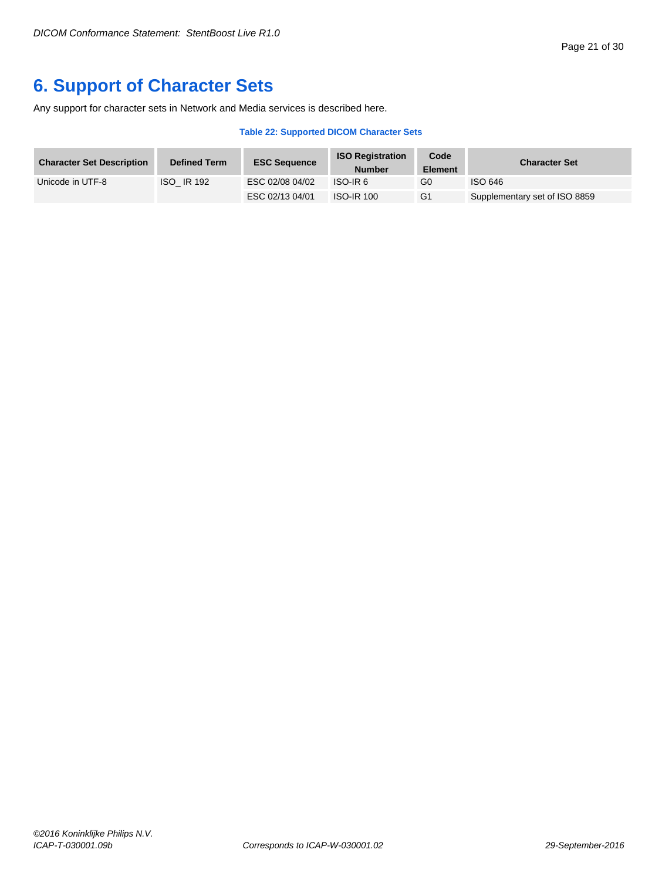# 6. Support of Character Sets

Any support for character sets in Network and Media services is described here.

**Table 22: Supported DICOM Character Sets**

| Character Set Description | Defined Term | ESC Sequence | ISO Registration Number | Code Element | Character Set |
|---|---|---|---|---|---|
| Unicode in UTF-8 | ISO_ IR 192 | ESC 02/08 04/02 | ISO-IR 6 | G0 | ISO 646 |
| | | ESC 02/13 04/01 | ISO-IR 100 | G1 | Supplementary set of ISO 8859 |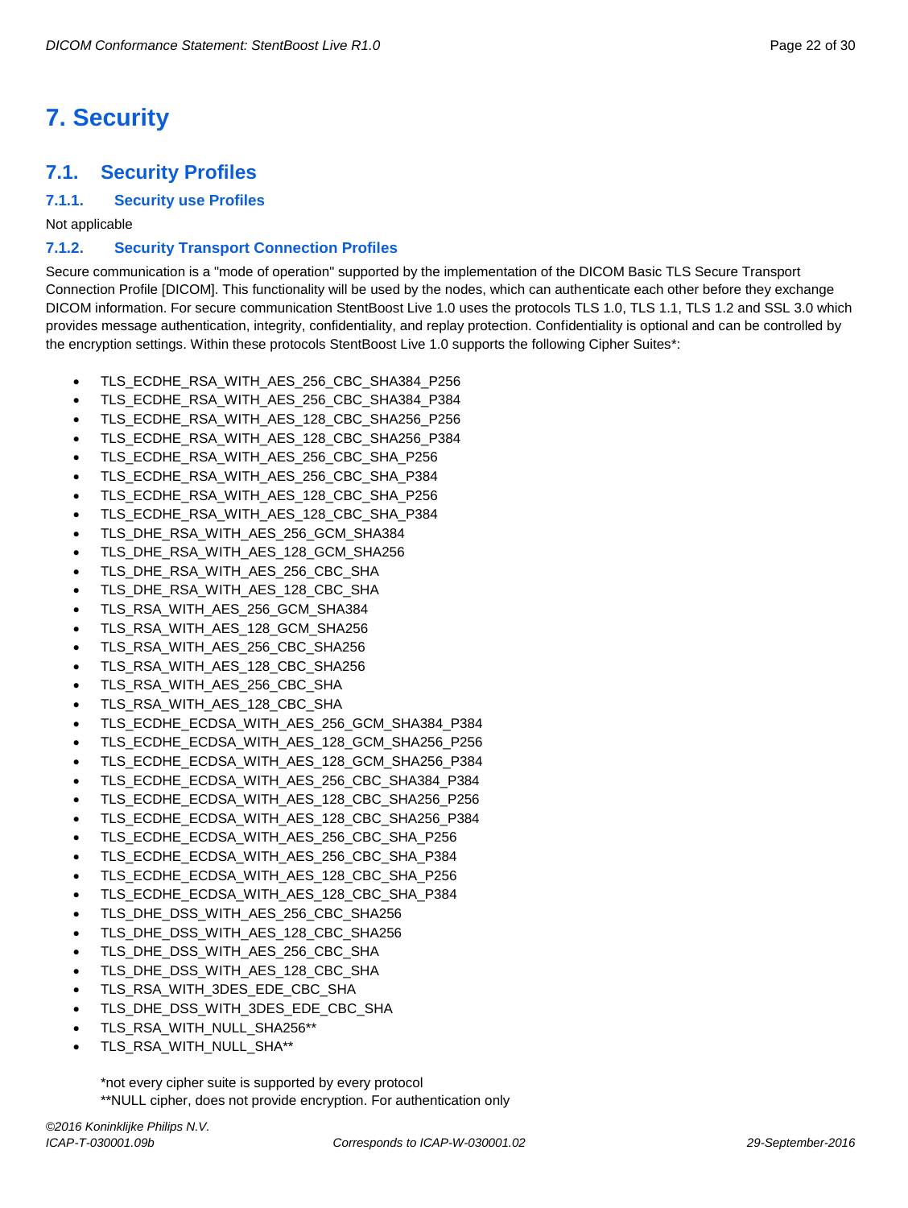# 7. Security

## 7.1. Security Profiles

### 7.1.1. Security use Profiles

Not applicable

### 7.1.2. Security Transport Connection Profiles

Secure communication is a "mode of operation" supported by the implementation of the DICOM Basic TLS Secure Transport Connection Profile [DICOM]. This functionality will be used by the nodes, which can authenticate each other before they exchange DICOM information. For secure communication StentBoost Live 1.0 uses the protocols TLS 1.0, TLS 1.1, TLS 1.2 and SSL 3.0 which provides message authentication, integrity, confidentiality, and replay protection. Confidentiality is optional and can be controlled by the encryption settings. Within these protocols StentBoost Live 1.0 supports the following Cipher Suites*:

- TLS_ECDHE_RSA_WITH_AES_256_CBC_SHA384_P256
- TLS_ECDHE_RSA_WITH_AES_256_CBC_SHA384_P384
- TLS_ECDHE_RSA_WITH_AES_128_CBC_SHA256_P256
- TLS_ECDHE_RSA_WITH_AES_128_CBC_SHA256_P384
- TLS_ECDHE_RSA_WITH_AES_256_CBC_SHA_P256
- TLS_ECDHE_RSA_WITH_AES_256_CBC_SHA_P384
- TLS_ECDHE_RSA_WITH_AES_128_CBC_SHA_P256
- TLS_ECDHE_RSA_WITH_AES_128_CBC_SHA_P384
- TLS_DHE_RSA_WITH_AES_256_GCM_SHA384
- TLS_DHE_RSA_WITH_AES_128_GCM_SHA256
- TLS_DHE_RSA_WITH_AES_256_CBC_SHA
- TLS_DHE_RSA_WITH_AES_128_CBC_SHA
- TLS_RSA_WITH_AES_256_GCM_SHA384
- TLS_RSA_WITH_AES_128_GCM_SHA256
- TLS_RSA_WITH_AES_256_CBC_SHA256
- TLS_RSA_WITH_AES_128_CBC_SHA256
- TLS_RSA_WITH_AES_256_CBC_SHA
- TLS_RSA_WITH_AES_128_CBC_SHA
- TLS_ECDHE_ECDSA_WITH_AES_256_GCM_SHA384_P384
- TLS_ECDHE_ECDSA_WITH_AES_128_GCM_SHA256_P256
- TLS_ECDHE_ECDSA_WITH_AES_128_GCM_SHA256_P384
- TLS_ECDHE_ECDSA_WITH_AES_256_CBC_SHA384_P384
- TLS_ECDHE_ECDSA_WITH_AES_128_CBC_SHA256_P256
- TLS_ECDHE_ECDSA_WITH_AES_128_CBC_SHA256_P384
- TLS_ECDHE_ECDSA_WITH_AES_256_CBC_SHA_P256
- TLS_ECDHE_ECDSA_WITH_AES_256_CBC_SHA_P384
- TLS_ECDHE_ECDSA_WITH_AES_128_CBC_SHA_P256
- TLS_ECDHE_ECDSA_WITH_AES_128_CBC_SHA_P384
- TLS_DHE_DSS_WITH_AES_256_CBC_SHA256
- TLS_DHE_DSS_WITH_AES_128_CBC_SHA256
- TLS_DHE_DSS_WITH_AES_256_CBC_SHA
- TLS_DHE_DSS_WITH_AES_128_CBC_SHA
- TLS_RSA_WITH_3DES_EDE_CBC_SHA
- TLS_DHE_DSS_WITH_3DES_EDE_CBC_SHA
- TLS_RSA_WITH_NULL_SHA256**
- TLS_RSA_WITH_NULL_SHA**

*not every cipher suite is supported by every protocol
**NULL cipher, does not provide encryption. For authentication only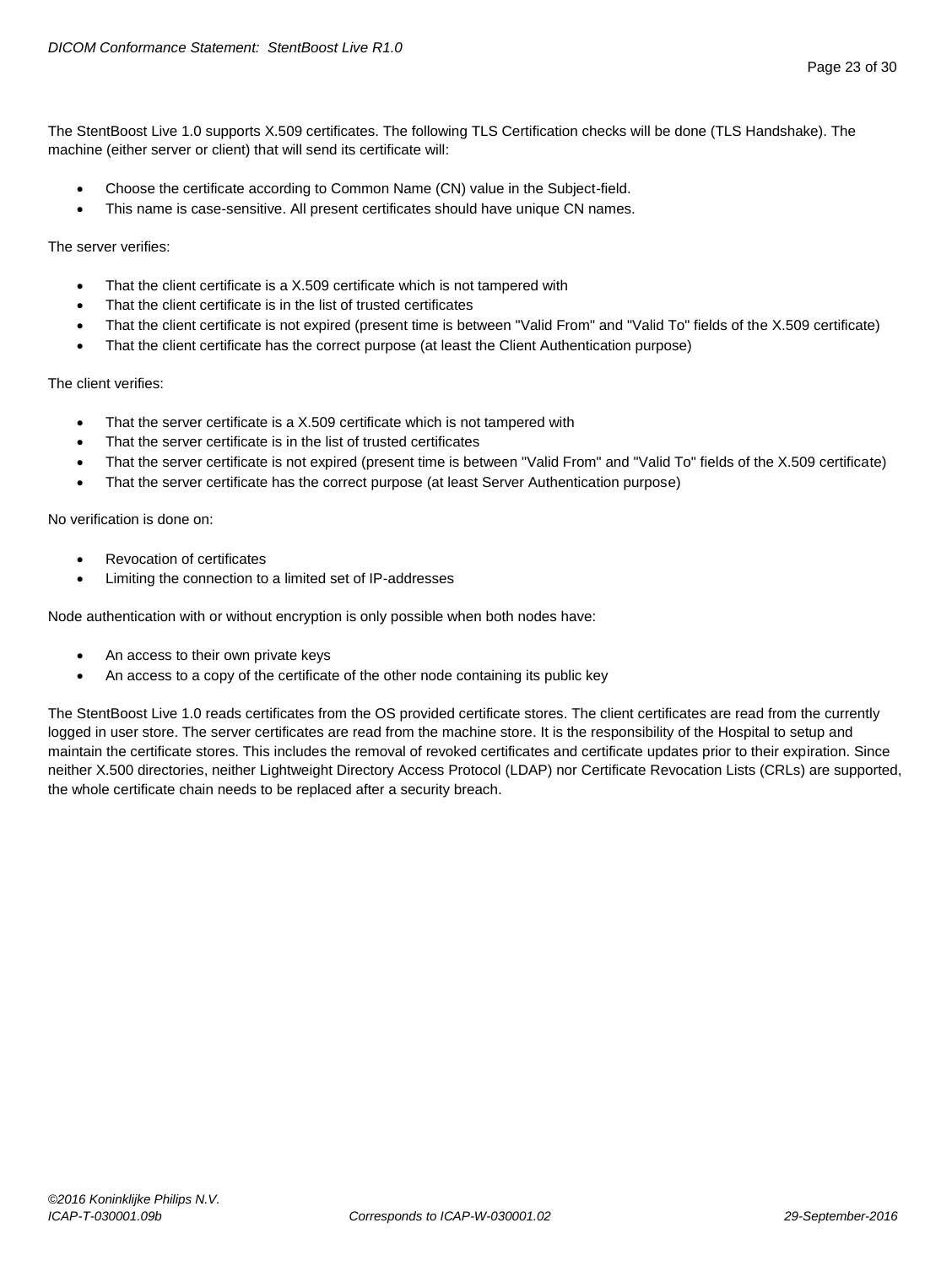The StentBoost Live 1.0 supports X.509 certificates. The following TLS Certification checks will be done (TLS Handshake). The machine (either server or client) that will send its certificate will:

- Choose the certificate according to Common Name (CN) value in the Subject-field.
- This name is case-sensitive. All present certificates should have unique CN names.

The server verifies:

- That the client certificate is a X.509 certificate which is not tampered with
- That the client certificate is in the list of trusted certificates
- That the client certificate is not expired (present time is between "Valid From" and "Valid To" fields of the X.509 certificate)
- That the client certificate has the correct purpose (at least the Client Authentication purpose)

The client verifies:

- That the server certificate is a X.509 certificate which is not tampered with
- That the server certificate is in the list of trusted certificates
- That the server certificate is not expired (present time is between "Valid From" and "Valid To" fields of the X.509 certificate)
- That the server certificate has the correct purpose (at least Server Authentication purpose)

No verification is done on:

- Revocation of certificates
- Limiting the connection to a limited set of IP-addresses

Node authentication with or without encryption is only possible when both nodes have:

- An access to their own private keys
- An access to a copy of the certificate of the other node containing its public key

The StentBoost Live 1.0 reads certificates from the OS provided certificate stores. The client certificates are read from the currently logged in user store. The server certificates are read from the machine store. It is the responsibility of the Hospital to setup and maintain the certificate stores. This includes the removal of revoked certificates and certificate updates prior to their expiration. Since neither X.500 directories, neither Lightweight Directory Access Protocol (LDAP) nor Certificate Revocation Lists (CRLs) are supported, the whole certificate chain needs to be replaced after a security breach.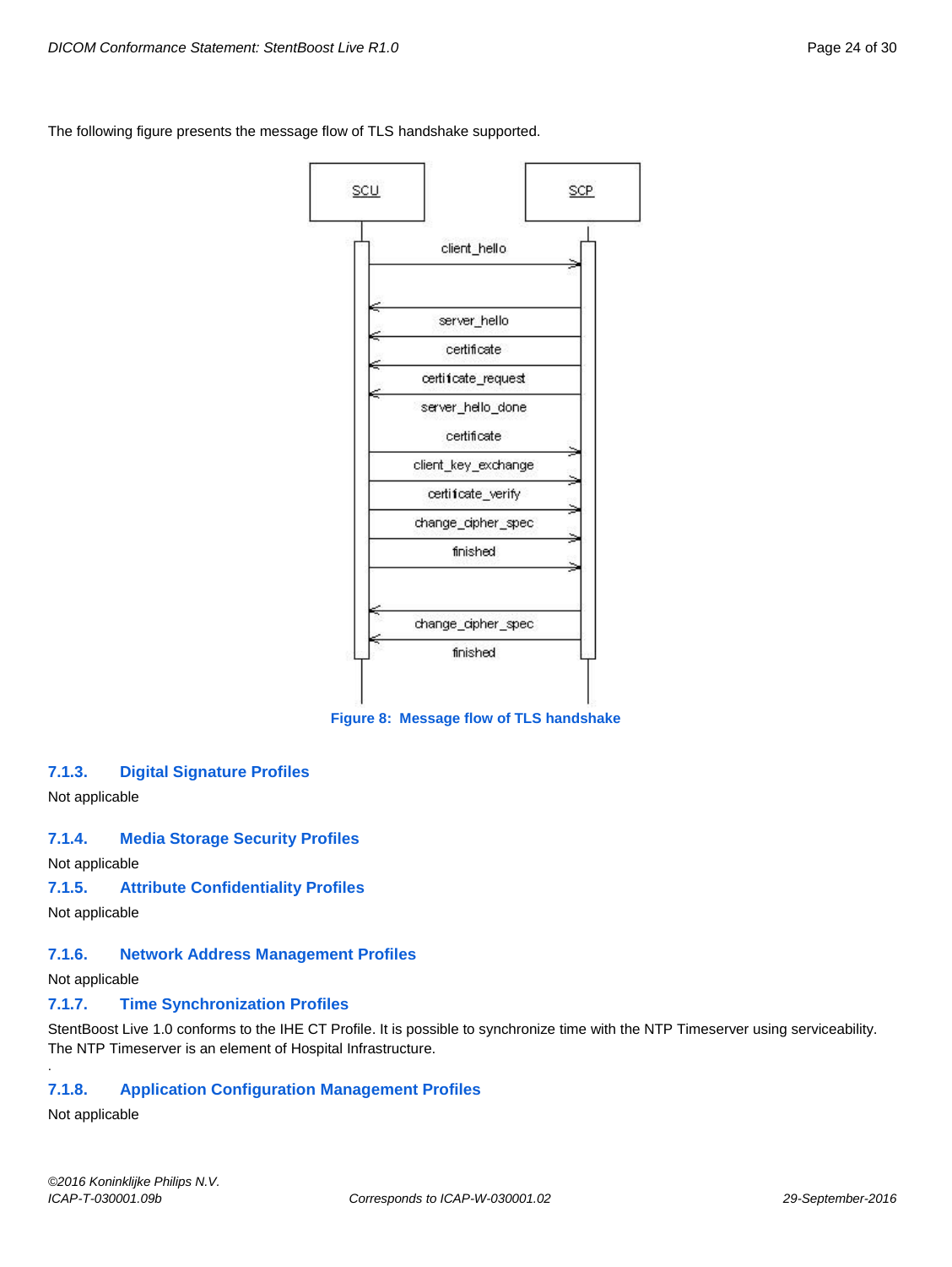The following figure presents the message flow of TLS handshake supported.

Figure 8: Message flow of TLS handshake

### 7.1.3. Digital Signature Profiles

Not applicable

### 7.1.4. Media Storage Security Profiles

Not applicable

### 7.1.5. Attribute Confidentiality Profiles

Not applicable

### 7.1.6. Network Address Management Profiles

Not applicable

### 7.1.7. Time Synchronization Profiles

StentBoost Live 1.0 conforms to the IHE CT Profile. It is possible to synchronize time with the NTP Timeserver using serviceability. The NTP Timeserver is an element of Hospital Infrastructure.

### 7.1.8. Application Configuration Management Profiles

Not applicable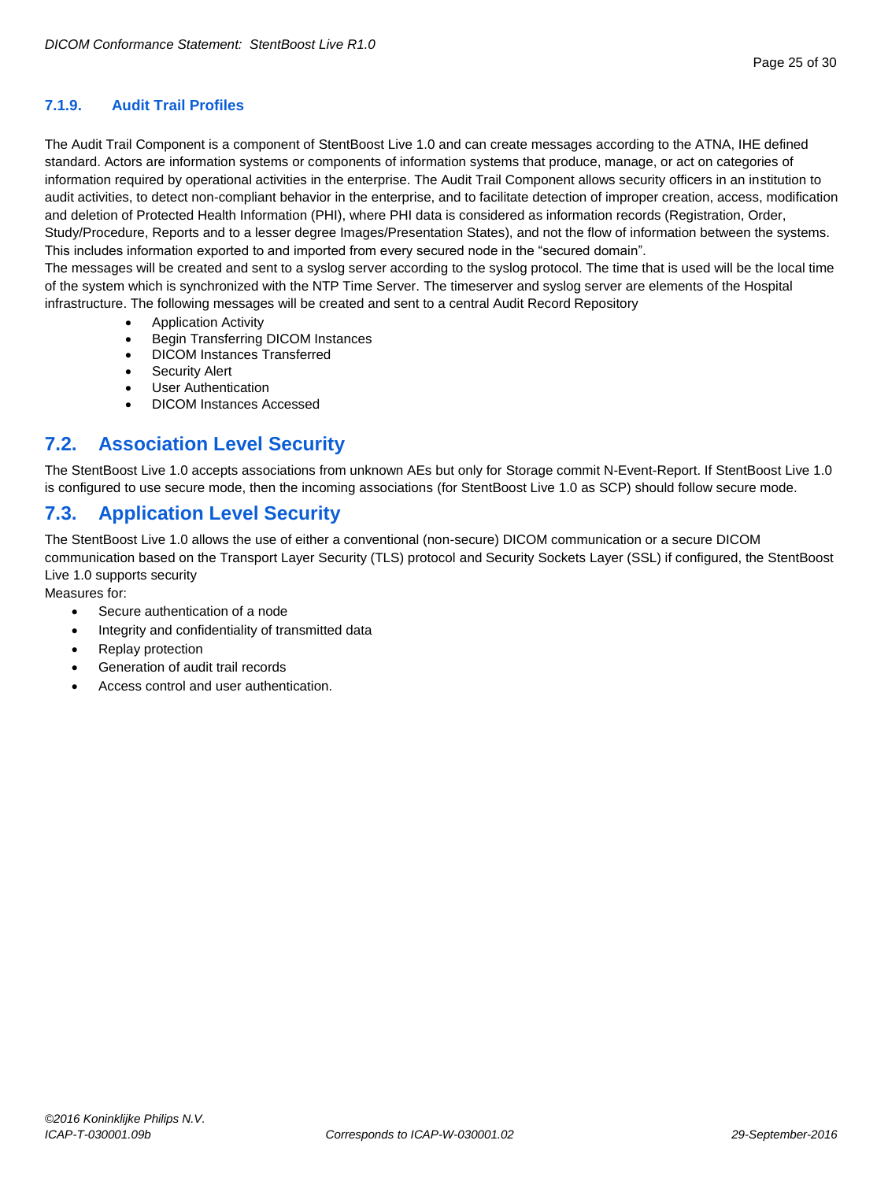### 7.1.9. Audit Trail Profiles

The Audit Trail Component is a component of StentBoost Live 1.0 and can create messages according to the ATNA, IHE defined standard. Actors are information systems or components of information systems that produce, manage, or act on categories of information required by operational activities in the enterprise. The Audit Trail Component allows security officers in an institution to audit activities, to detect non-compliant behavior in the enterprise, and to facilitate detection of improper creation, access, modification and deletion of Protected Health Information (PHI), where PHI data is considered as information records (Registration, Order, Study/Procedure, Reports and to a lesser degree Images/Presentation States), and not the flow of information between the systems. This includes information exported to and imported from every secured node in the "secured domain".
The messages will be created and sent to a syslog server according to the syslog protocol. The time that is used will be the local time of the system which is synchronized with the NTP Time Server. The timeserver and syslog server are elements of the Hospital infrastructure. The following messages will be created and sent to a central Audit Record Repository

- Application Activity
- Begin Transferring DICOM Instances
- DICOM Instances Transferred
- Security Alert
- User Authentication
- DICOM Instances Accessed

## 7.2. Association Level Security

The StentBoost Live 1.0 accepts associations from unknown AEs but only for Storage commit N-Event-Report. If StentBoost Live 1.0 is configured to use secure mode, then the incoming associations (for StentBoost Live 1.0 as SCP) should follow secure mode.

## 7.3. Application Level Security

The StentBoost Live 1.0 allows the use of either a conventional (non-secure) DICOM communication or a secure DICOM communication based on the Transport Layer Security (TLS) protocol and Security Sockets Layer (SSL) if configured, the StentBoost Live 1.0 supports security
Measures for:

- Secure authentication of a node
- Integrity and confidentiality of transmitted data
- Replay protection
- Generation of audit trail records
- Access control and user authentication.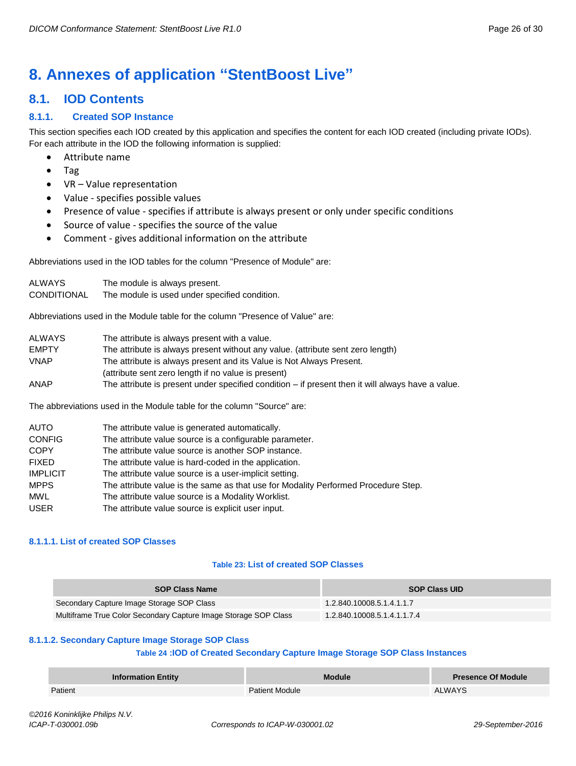# 8. Annexes of application "StentBoost Live"

## 8.1. IOD Contents

### 8.1.1. Created SOP Instance

This section specifies each IOD created by this application and specifies the content for each IOD created (including private IODs). For each attribute in the IOD the following information is supplied:

- Attribute name
- Tag
- VR – Value representation
- Value - specifies possible values
- Presence of value - specifies if attribute is always present or only under specific conditions
- Source of value - specifies the source of the value
- Comment - gives additional information on the attribute

Abbreviations used in the IOD tables for the column "Presence of Module" are:

| | |
|---|---|
| ALWAYS | The module is always present. |
| CONDITIONAL | The module is used under specified condition. |

Abbreviations used in the Module table for the column "Presence of Value" are:

| | |
|---|---|
| ALWAYS | The attribute is always present with a value. |
| EMPTY | The attribute is always present without any value. (attribute sent zero length) |
| VNAP | The attribute is always present and its Value is Not Always Present. (attribute sent zero length if no value is present) |
| ANAP | The attribute is present under specified condition – if present then it will always have a value. |

The abbreviations used in the Module table for the column "Source" are:

| | |
|---|---|
| AUTO | The attribute value is generated automatically. |
| CONFIG | The attribute value source is a configurable parameter. |
| COPY | The attribute value source is another SOP instance. |
| FIXED | The attribute value is hard-coded in the application. |
| IMPLICIT | The attribute value source is a user-implicit setting. |
| MPPS | The attribute value is the same as that use for Modality Performed Procedure Step. |
| MWL | The attribute value source is a Modality Worklist. |
| USER | The attribute value source is explicit user input. |

#### 8.1.1.1. List of created SOP Classes

**Table 23: List of created SOP Classes**

| SOP Class Name | SOP Class UID |
|---|---|
| Secondary Capture Image Storage SOP Class | 1.2.840.10008.5.1.4.1.1.7 |
| Multiframe True Color Secondary Capture Image Storage SOP Class | 1.2.840.10008.5.1.4.1.1.7.4 |

#### 8.1.1.2. Secondary Capture Image Storage SOP Class

**Table 24 :IOD of Created Secondary Capture Image Storage SOP Class Instances**

| Information Entity | Module | Presence Of Module |
|---|---|---|
| Patient | Patient Module | ALWAYS |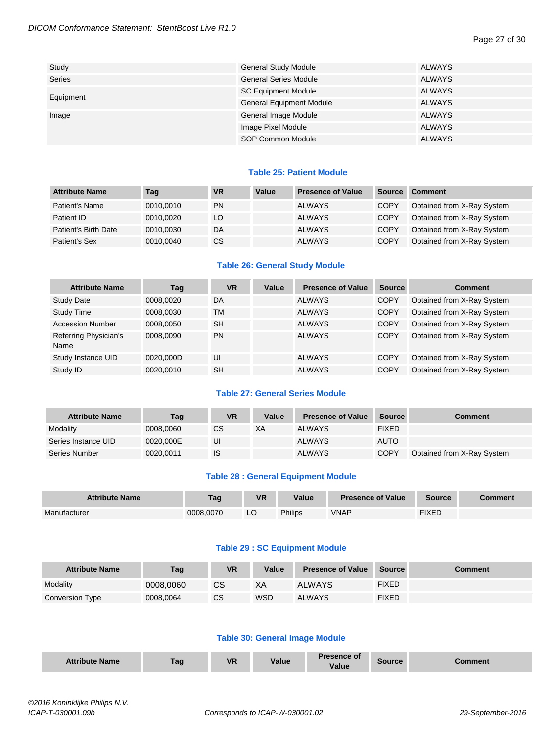| | | |
|---|---|---|
| Study | General Study Module | ALWAYS |
| Series | General Series Module | ALWAYS |
| Equipment | SC Equipment Module | ALWAYS |
| | General Equipment Module | ALWAYS |
| Image | General Image Module | ALWAYS |
| | Image Pixel Module | ALWAYS |
| | SOP Common Module | ALWAYS |

**Table 25: Patient Module**

| Attribute Name | Tag | VR | Value | Presence of Value | Source | Comment |
|---|---|---|---|---|---|---|
| Patient's Name | 0010,0010 | PN | | ALWAYS | COPY | Obtained from X-Ray System |
| Patient ID | 0010,0020 | LO | | ALWAYS | COPY | Obtained from X-Ray System |
| Patient's Birth Date | 0010,0030 | DA | | ALWAYS | COPY | Obtained from X-Ray System |
| Patient's Sex | 0010,0040 | CS | | ALWAYS | COPY | Obtained from X-Ray System |

**Table 26: General Study Module**

| Attribute Name | Tag | VR | Value | Presence of Value | Source | Comment |
|---|---|---|---|---|---|---|
| Study Date | 0008,0020 | DA | | ALWAYS | COPY | Obtained from X-Ray System |
| Study Time | 0008,0030 | TM | | ALWAYS | COPY | Obtained from X-Ray System |
| Accession Number | 0008,0050 | SH | | ALWAYS | COPY | Obtained from X-Ray System |
| Referring Physician's Name | 0008,0090 | PN | | ALWAYS | COPY | Obtained from X-Ray System |
| Study Instance UID | 0020,000D | UI | | ALWAYS | COPY | Obtained from X-Ray System |
| Study ID | 0020,0010 | SH | | ALWAYS | COPY | Obtained from X-Ray System |

**Table 27: General Series Module**

| Attribute Name | Tag | VR | Value | Presence of Value | Source | Comment |
|---|---|---|---|---|---|---|
| Modality | 0008,0060 | CS | XA | ALWAYS | FIXED | |
| Series Instance UID | 0020,000E | UI | | ALWAYS | AUTO | |
| Series Number | 0020,0011 | IS | | ALWAYS | COPY | Obtained from X-Ray System |

**Table 28 : General Equipment Module**

| Attribute Name | Tag | VR | Value | Presence of Value | Source | Comment |
|---|---|---|---|---|---|---|
| Manufacturer | 0008,0070 | LO | Philips | VNAP | FIXED | |

**Table 29 : SC Equipment Module**

| Attribute Name | Tag | VR | Value | Presence of Value | Source | Comment |
|---|---|---|---|---|---|---|
| Modality | 0008,0060 | CS | XA | ALWAYS | FIXED | |
| Conversion Type | 0008,0064 | CS | WSD | ALWAYS | FIXED | |

**Table 30: General Image Module**

| Attribute Name | Tag | VR | Value | Presence of Value | Source | Comment |
|---|---|---|---|---|---|---|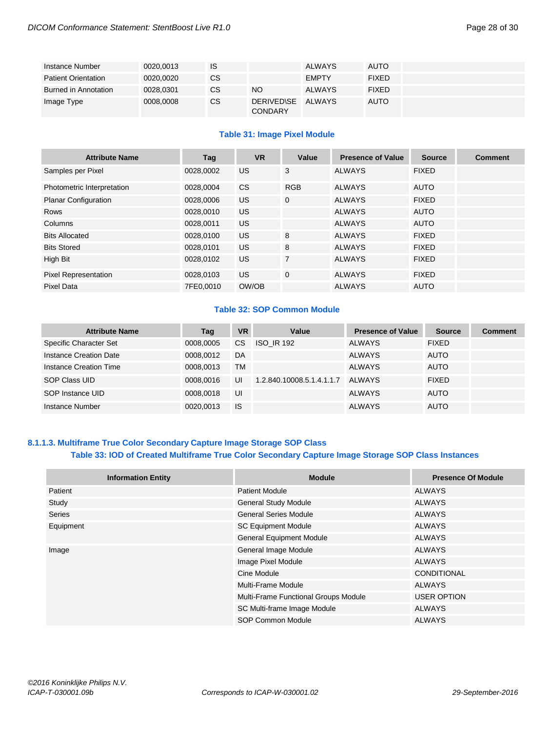| | | | | | | |
|---|---|---|---|---|---|---|
| Instance Number | 0020,0013 | IS | | ALWAYS | AUTO | |
| Patient Orientation | 0020,0020 | CS | | EMPTY | FIXED | |
| Burned in Annotation | 0028,0301 | CS | NO | ALWAYS | FIXED | |
| Image Type | 0008,0008 | CS | DERIVED\SECONDARY | ALWAYS | AUTO | |

**Table 31: Image Pixel Module**

| Attribute Name | Tag | VR | Value | Presence of Value | Source | Comment |
|---|---|---|---|---|---|---|
| Samples per Pixel | 0028,0002 | US | 3 | ALWAYS | FIXED | |
| Photometric Interpretation | 0028,0004 | CS | RGB | ALWAYS | AUTO | |
| Planar Configuration | 0028,0006 | US | 0 | ALWAYS | FIXED | |
| Rows | 0028,0010 | US | | ALWAYS | AUTO | |
| Columns | 0028,0011 | US | | ALWAYS | AUTO | |
| Bits Allocated | 0028,0100 | US | 8 | ALWAYS | FIXED | |
| Bits Stored | 0028,0101 | US | 8 | ALWAYS | FIXED | |
| High Bit | 0028,0102 | US | 7 | ALWAYS | FIXED | |
| Pixel Representation | 0028,0103 | US | 0 | ALWAYS | FIXED | |
| Pixel Data | 7FE0,0010 | OW/OB | | ALWAYS | AUTO | |

**Table 32: SOP Common Module**

| Attribute Name | Tag | VR | Value | Presence of Value | Source | Comment |
|---|---|---|---|---|---|---|
| Specific Character Set | 0008,0005 | CS | ISO_IR 192 | ALWAYS | FIXED | |
| Instance Creation Date | 0008,0012 | DA | | ALWAYS | AUTO | |
| Instance Creation Time | 0008,0013 | TM | | ALWAYS | AUTO | |
| SOP Class UID | 0008,0016 | UI | 1.2.840.10008.5.1.4.1.1.7 | ALWAYS | FIXED | |
| SOP Instance UID | 0008,0018 | UI | | ALWAYS | AUTO | |
| Instance Number | 0020,0013 | IS | | ALWAYS | AUTO | |

### 8.1.1.3. Multiframe True Color Secondary Capture Image Storage SOP Class

**Table 33: IOD of Created Multiframe True Color Secondary Capture Image Storage SOP Class Instances**

| Information Entity | Module | Presence Of Module |
|---|---|---|
| Patient | Patient Module | ALWAYS |
| Study | General Study Module | ALWAYS |
| Series | General Series Module | ALWAYS |
| Equipment | SC Equipment Module | ALWAYS |
| | General Equipment Module | ALWAYS |
| Image | General Image Module | ALWAYS |
| | Image Pixel Module | ALWAYS |
| | Cine Module | CONDITIONAL |
| | Multi-Frame Module | ALWAYS |
| | Multi-Frame Functional Groups Module | USER OPTION |
| | SC Multi-frame Image Module | ALWAYS |
| | SOP Common Module | ALWAYS |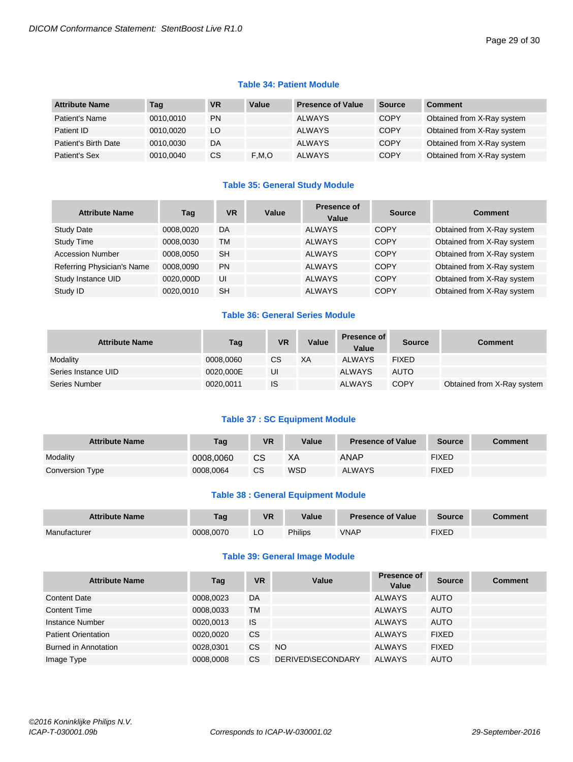**Table 34: Patient Module**

| Attribute Name | Tag | VR | Value | Presence of Value | Source | Comment |
|---|---|---|---|---|---|---|
| Patient's Name | 0010,0010 | PN | | ALWAYS | COPY | Obtained from X-Ray system |
| Patient ID | 0010,0020 | LO | | ALWAYS | COPY | Obtained from X-Ray system |
| Patient's Birth Date | 0010,0030 | DA | | ALWAYS | COPY | Obtained from X-Ray system |
| Patient's Sex | 0010,0040 | CS | F,M,O | ALWAYS | COPY | Obtained from X-Ray system |

**Table 35: General Study Module**

| Attribute Name | Tag | VR | Value | Presence of Value | Source | Comment |
|---|---|---|---|---|---|---|
| Study Date | 0008,0020 | DA | | ALWAYS | COPY | Obtained from X-Ray system |
| Study Time | 0008,0030 | TM | | ALWAYS | COPY | Obtained from X-Ray system |
| Accession Number | 0008,0050 | SH | | ALWAYS | COPY | Obtained from X-Ray system |
| Referring Physician's Name | 0008,0090 | PN | | ALWAYS | COPY | Obtained from X-Ray system |
| Study Instance UID | 0020,000D | UI | | ALWAYS | COPY | Obtained from X-Ray system |
| Study ID | 0020,0010 | SH | | ALWAYS | COPY | Obtained from X-Ray system |

**Table 36: General Series Module**

| Attribute Name | Tag | VR | Value | Presence of Value | Source | Comment |
|---|---|---|---|---|---|---|
| Modality | 0008,0060 | CS | XA | ALWAYS | FIXED | |
| Series Instance UID | 0020,000E | UI | | ALWAYS | AUTO | |
| Series Number | 0020,0011 | IS | | ALWAYS | COPY | Obtained from X-Ray system |

**Table 37 : SC Equipment Module**

| Attribute Name | Tag | VR | Value | Presence of Value | Source | Comment |
|---|---|---|---|---|---|---|
| Modality | 0008,0060 | CS | XA | ANAP | FIXED | |
| Conversion Type | 0008,0064 | CS | WSD | ALWAYS | FIXED | |

**Table 38 : General Equipment Module**

| Attribute Name | Tag | VR | Value | Presence of Value | Source | Comment |
|---|---|---|---|---|---|---|
| Manufacturer | 0008,0070 | LO | Philips | VNAP | FIXED | |

**Table 39: General Image Module**

| Attribute Name | Tag | VR | Value | Presence of Value | Source | Comment |
|---|---|---|---|---|---|---|
| Content Date | 0008,0023 | DA | | ALWAYS | AUTO | |
| Content Time | 0008,0033 | TM | | ALWAYS | AUTO | |
| Instance Number | 0020,0013 | IS | | ALWAYS | AUTO | |
| Patient Orientation | 0020,0020 | CS | | ALWAYS | FIXED | |
| Burned in Annotation | 0028,0301 | CS | NO | ALWAYS | FIXED | |
| Image Type | 0008,0008 | CS | DERIVED\SECONDARY | ALWAYS | AUTO | |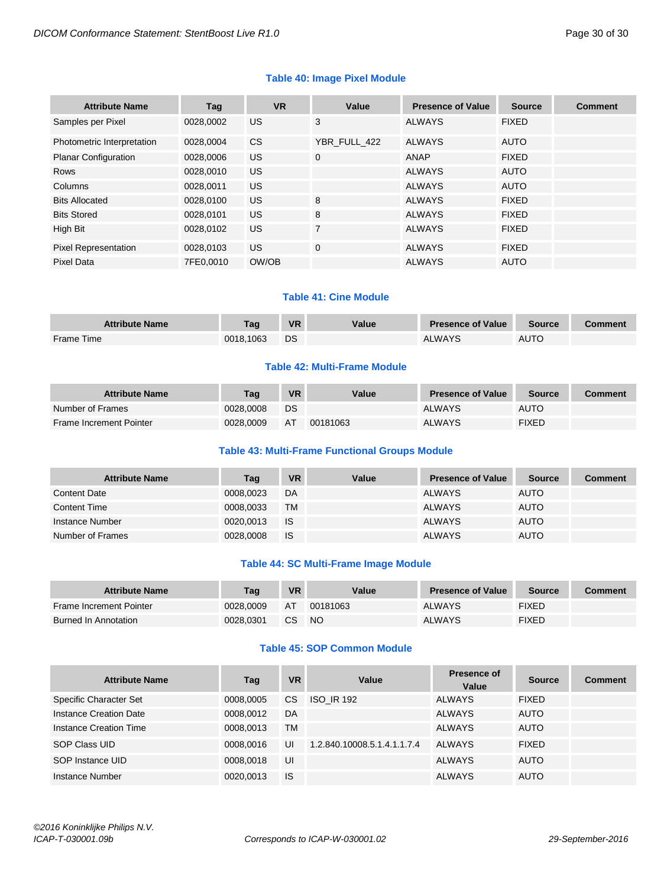**Table 40: Image Pixel Module**

| Attribute Name | Tag | VR | Value | Presence of Value | Source | Comment |
|---|---|---|---|---|---|---|
| Samples per Pixel | 0028,0002 | US | 3 | ALWAYS | FIXED | |
| Photometric Interpretation | 0028,0004 | CS | YBR_FULL_422 | ALWAYS | AUTO | |
| Planar Configuration | 0028,0006 | US | 0 | ANAP | FIXED | |
| Rows | 0028,0010 | US | | ALWAYS | AUTO | |
| Columns | 0028,0011 | US | | ALWAYS | AUTO | |
| Bits Allocated | 0028,0100 | US | 8 | ALWAYS | FIXED | |
| Bits Stored | 0028,0101 | US | 8 | ALWAYS | FIXED | |
| High Bit | 0028,0102 | US | 7 | ALWAYS | FIXED | |
| Pixel Representation | 0028,0103 | US | 0 | ALWAYS | FIXED | |
| Pixel Data | 7FE0,0010 | OW/OB | | ALWAYS | AUTO | |

**Table 41: Cine Module**

| Attribute Name | Tag | VR | Value | Presence of Value | Source | Comment |
|---|---|---|---|---|---|---|
| Frame Time | 0018,1063 | DS | | ALWAYS | AUTO | |

**Table 42: Multi-Frame Module**

| Attribute Name | Tag | VR | Value | Presence of Value | Source | Comment |
|---|---|---|---|---|---|---|
| Number of Frames | 0028,0008 | DS | | ALWAYS | AUTO | |
| Frame Increment Pointer | 0028,0009 | AT | 00181063 | ALWAYS | FIXED | |

**Table 43: Multi-Frame Functional Groups Module**

| Attribute Name | Tag | VR | Value | Presence of Value | Source | Comment |
|---|---|---|---|---|---|---|
| Content Date | 0008,0023 | DA | | ALWAYS | AUTO | |
| Content Time | 0008,0033 | TM | | ALWAYS | AUTO | |
| Instance Number | 0020,0013 | IS | | ALWAYS | AUTO | |
| Number of Frames | 0028,0008 | IS | | ALWAYS | AUTO | |

**Table 44: SC Multi-Frame Image Module**

| Attribute Name | Tag | VR | Value | Presence of Value | Source | Comment |
|---|---|---|---|---|---|---|
| Frame Increment Pointer | 0028,0009 | AT | 00181063 | ALWAYS | FIXED | |
| Burned In Annotation | 0028,0301 | CS | NO | ALWAYS | FIXED | |

**Table 45: SOP Common Module**

| Attribute Name | Tag | VR | Value | Presence of Value | Source | Comment |
|---|---|---|---|---|---|---|
| Specific Character Set | 0008,0005 | CS | ISO_IR 192 | ALWAYS | FIXED | |
| Instance Creation Date | 0008,0012 | DA | | ALWAYS | AUTO | |
| Instance Creation Time | 0008,0013 | TM | | ALWAYS | AUTO | |
| SOP Class UID | 0008,0016 | UI | 1.2.840.10008.5.1.4.1.1.7.4 | ALWAYS | FIXED | |
| SOP Instance UID | 0008,0018 | UI | | ALWAYS | AUTO | |
| Instance Number | 0020,0013 | IS | | ALWAYS | AUTO | |